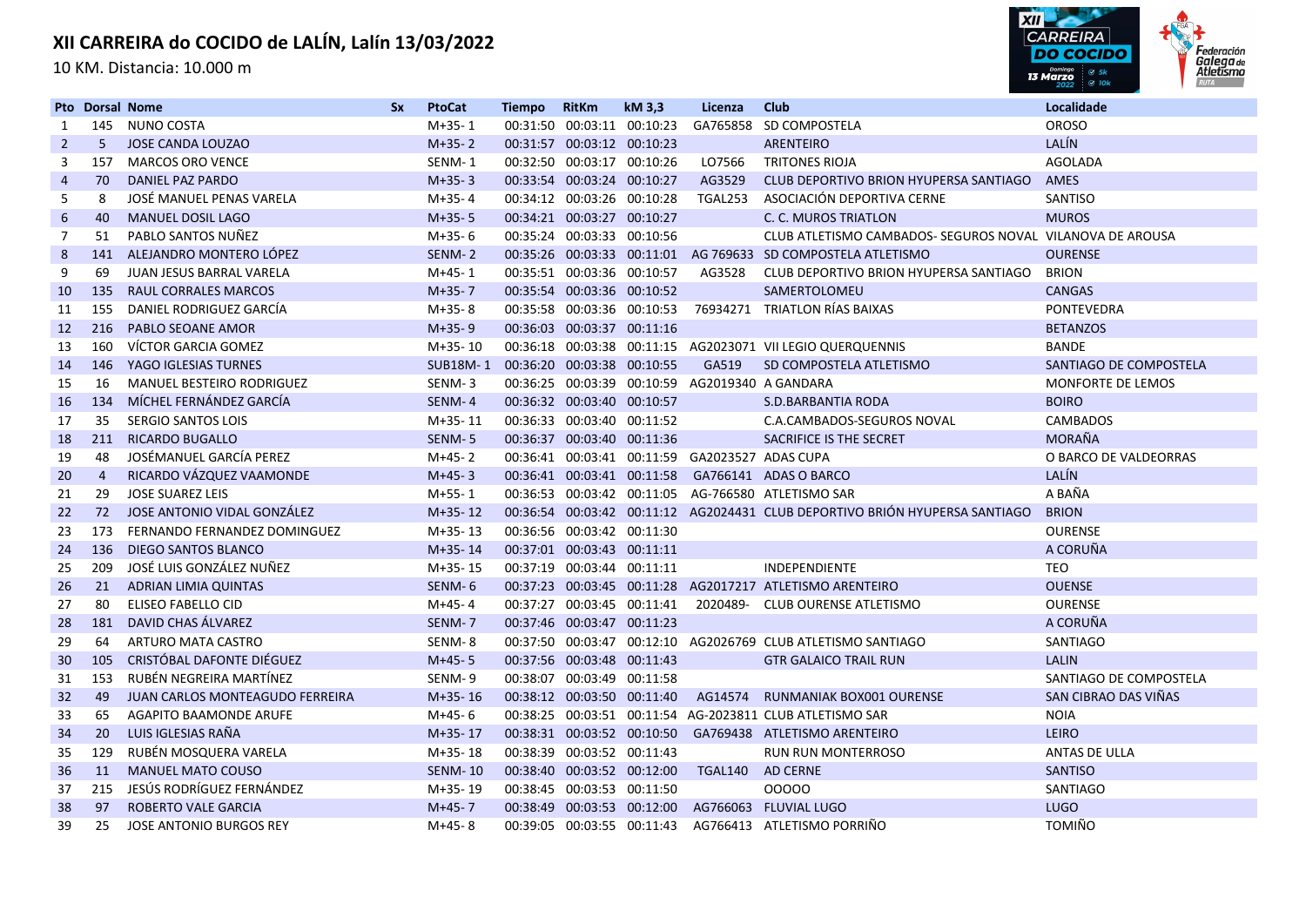# XII CARREIRA do COCIDO de LALÍN, Lalín 13/03/2022

10 KM. Distancia: 10.000 m

| Pto | Dorsal | Nome | Sx | PtoCat | Tiempo | RitKm | kM 3,3 | Licenza | Club | Localidade |
|---|---|---|---|---|---|---|---|---|---|---|
| 1 | 145 | NUNO COSTA | | M+35- 1 | 00:31:50 | 00:03:11 | 00:10:23 | GA765858 | SD COMPOSTELA | OROSO |
| 2 | 5 | JOSE CANDA LOUZAO | | M+35- 2 | 00:31:57 | 00:03:12 | 00:10:23 | | ARENTEIRO | LALÍN |
| 3 | 157 | MARCOS ORO VENCE | | SENM- 1 | 00:32:50 | 00:03:17 | 00:10:26 | LO7566 | TRITONES RIOJA | AGOLADA |
| 4 | 70 | DANIEL PAZ PARDO | | M+35- 3 | 00:33:54 | 00:03:24 | 00:10:27 | AG3529 | CLUB DEPORTIVO BRION HYUPERSA SANTIAGO | AMES |
| 5 | 8 | JOSÉ MANUEL PENAS VARELA | | M+35- 4 | 00:34:12 | 00:03:26 | 00:10:28 | TGAL253 | ASOCIACIÓN DEPORTIVA CERNE | SANTISO |
| 6 | 40 | MANUEL DOSIL LAGO | | M+35- 5 | 00:34:21 | 00:03:27 | 00:10:27 | | C. C. MUROS TRIATLON | MUROS |
| 7 | 51 | PABLO SANTOS NUÑEZ | | M+35- 6 | 00:35:24 | 00:03:33 | 00:10:56 | | CLUB ATLETISMO CAMBADOS- SEGUROS NOVAL | VILANOVA DE AROUSA |
| 8 | 141 | ALEJANDRO MONTERO LÓPEZ | | SENM- 2 | 00:35:26 | 00:03:33 | 00:11:01 | AG 769633 | SD COMPOSTELA ATLETISMO | OURENSE |
| 9 | 69 | JUAN JESUS BARRAL VARELA | | M+45- 1 | 00:35:51 | 00:03:36 | 00:10:57 | AG3528 | CLUB DEPORTIVO BRION HYUPERSA SANTIAGO | BRION |
| 10 | 135 | RAUL CORRALES MARCOS | | M+35- 7 | 00:35:54 | 00:03:36 | 00:10:52 | | SAMERTOLOMEU | CANGAS |
| 11 | 155 | DANIEL RODRIGUEZ GARCÍA | | M+35- 8 | 00:35:58 | 00:03:36 | 00:10:53 | 76934271 | TRIATLON RÍAS BAIXAS | PONTEVEDRA |
| 12 | 216 | PABLO SEOANE AMOR | | M+35- 9 | 00:36:03 | 00:03:37 | 00:11:16 | | | BETANZOS |
| 13 | 160 | VÍCTOR GARCIA GOMEZ | | M+35- 10 | 00:36:18 | 00:03:38 | 00:11:15 | AG2023071 | VII LEGIO QUERQUENNIS | BANDE |
| 14 | 146 | YAGO IGLESIAS TURNES | | SUB18M- 1 | 00:36:20 | 00:03:38 | 00:10:55 | GA519 | SD COMPOSTELA ATLETISMO | SANTIAGO DE COMPOSTELA |
| 15 | 16 | MANUEL BESTEIRO RODRIGUEZ | | SENM- 3 | 00:36:25 | 00:03:39 | 00:10:59 | AG2019340 | A GANDARA | MONFORTE DE LEMOS |
| 16 | 134 | MÍCHEL FERNÁNDEZ GARCÍA | | SENM- 4 | 00:36:32 | 00:03:40 | 00:10:57 | | S.D.BARBANTIA RODA | BOIRO |
| 17 | 35 | SERGIO SANTOS LOIS | | M+35- 11 | 00:36:33 | 00:03:40 | 00:11:52 | | C.A.CAMBADOS-SEGUROS NOVAL | CAMBADOS |
| 18 | 211 | RICARDO BUGALLO | | SENM- 5 | 00:36:37 | 00:03:40 | 00:11:36 | | SACRIFICE IS THE SECRET | MORAÑA |
| 19 | 48 | JOSÉMANUEL GARCÍA PEREZ | | M+45- 2 | 00:36:41 | 00:03:41 | 00:11:59 | GA2023527 | ADAS CUPA | O BARCO DE VALDEORRAS |
| 20 | 4 | RICARDO VÁZQUEZ VAAMONDE | | M+45- 3 | 00:36:41 | 00:03:41 | 00:11:58 | GA766141 | ADAS O BARCO | LALÍN |
| 21 | 29 | JOSE SUAREZ LEIS | | M+55- 1 | 00:36:53 | 00:03:42 | 00:11:05 | AG-766580 | ATLETISMO SAR | A BAÑA |
| 22 | 72 | JOSE ANTONIO VIDAL GONZÁLEZ | | M+35- 12 | 00:36:54 | 00:03:42 | 00:11:12 | AG2024431 | CLUB DEPORTIVO BRIÓN HYUPERSA SANTIAGO | BRION |
| 23 | 173 | FERNANDO FERNANDEZ DOMINGUEZ | | M+35- 13 | 00:36:56 | 00:03:42 | 00:11:30 | | | OURENSE |
| 24 | 136 | DIEGO SANTOS BLANCO | | M+35- 14 | 00:37:01 | 00:03:43 | 00:11:11 | | | A CORUÑA |
| 25 | 209 | JOSÉ LUIS GONZÁLEZ NUÑEZ | | M+35- 15 | 00:37:19 | 00:03:44 | 00:11:11 | | INDEPENDIENTE | TEO |
| 26 | 21 | ADRIAN LIMIA QUINTAS | | SENM- 6 | 00:37:23 | 00:03:45 | 00:11:28 | AG2017217 | ATLETISMO ARENTEIRO | OUENSE |
| 27 | 80 | ELISEO FABELLO CID | | M+45- 4 | 00:37:27 | 00:03:45 | 00:11:41 | 2020489- | CLUB OURENSE ATLETISMO | OURENSE |
| 28 | 181 | DAVID CHAS ÁLVAREZ | | SENM- 7 | 00:37:46 | 00:03:47 | 00:11:23 | | | A CORUÑA |
| 29 | 64 | ARTURO MATA CASTRO | | SENM- 8 | 00:37:50 | 00:03:47 | 00:12:10 | AG2026769 | CLUB ATLETISMO SANTIAGO | SANTIAGO |
| 30 | 105 | CRISTÓBAL DAFONTE DIÉGUEZ | | M+45- 5 | 00:37:56 | 00:03:48 | 00:11:43 | | GTR GALAICO TRAIL RUN | LALIN |
| 31 | 153 | RUBÉN NEGREIRA MARTÍNEZ | | SENM- 9 | 00:38:07 | 00:03:49 | 00:11:58 | | | SANTIAGO DE COMPOSTELA |
| 32 | 49 | JUAN CARLOS MONTEAGUDO FERREIRA | | M+35- 16 | 00:38:12 | 00:03:50 | 00:11:40 | AG14574 | RUNMANIAK BOX001 OURENSE | SAN CIBRAO DAS VIÑAS |
| 33 | 65 | AGAPITO BAAMONDE ARUFE | | M+45- 6 | 00:38:25 | 00:03:51 | 00:11:54 | AG-2023811 | CLUB ATLETISMO SAR | NOIA |
| 34 | 20 | LUIS IGLESIAS RAÑA | | M+35- 17 | 00:38:31 | 00:03:52 | 00:10:50 | GA769438 | ATLETISMO ARENTEIRO | LEIRO |
| 35 | 129 | RUBÉN MOSQUERA VARELA | | M+35- 18 | 00:38:39 | 00:03:52 | 00:11:43 | | RUN RUN MONTERROSO | ANTAS DE ULLA |
| 36 | 11 | MANUEL MATO COUSO | | SENM- 10 | 00:38:40 | 00:03:52 | 00:12:00 | TGAL140 | AD CERNE | SANTISO |
| 37 | 215 | JESÚS RODRÍGUEZ FERNÁNDEZ | | M+35- 19 | 00:38:45 | 00:03:53 | 00:11:50 | | OOOOO | SANTIAGO |
| 38 | 97 | ROBERTO VALE GARCIA | | M+45- 7 | 00:38:49 | 00:03:53 | 00:12:00 | AG766063 | FLUVIAL LUGO | LUGO |
| 39 | 25 | JOSE ANTONIO BURGOS REY | | M+45- 8 | 00:39:05 | 00:03:55 | 00:11:43 | AG766413 | ATLETISMO PORRIÑO | TOMIÑO |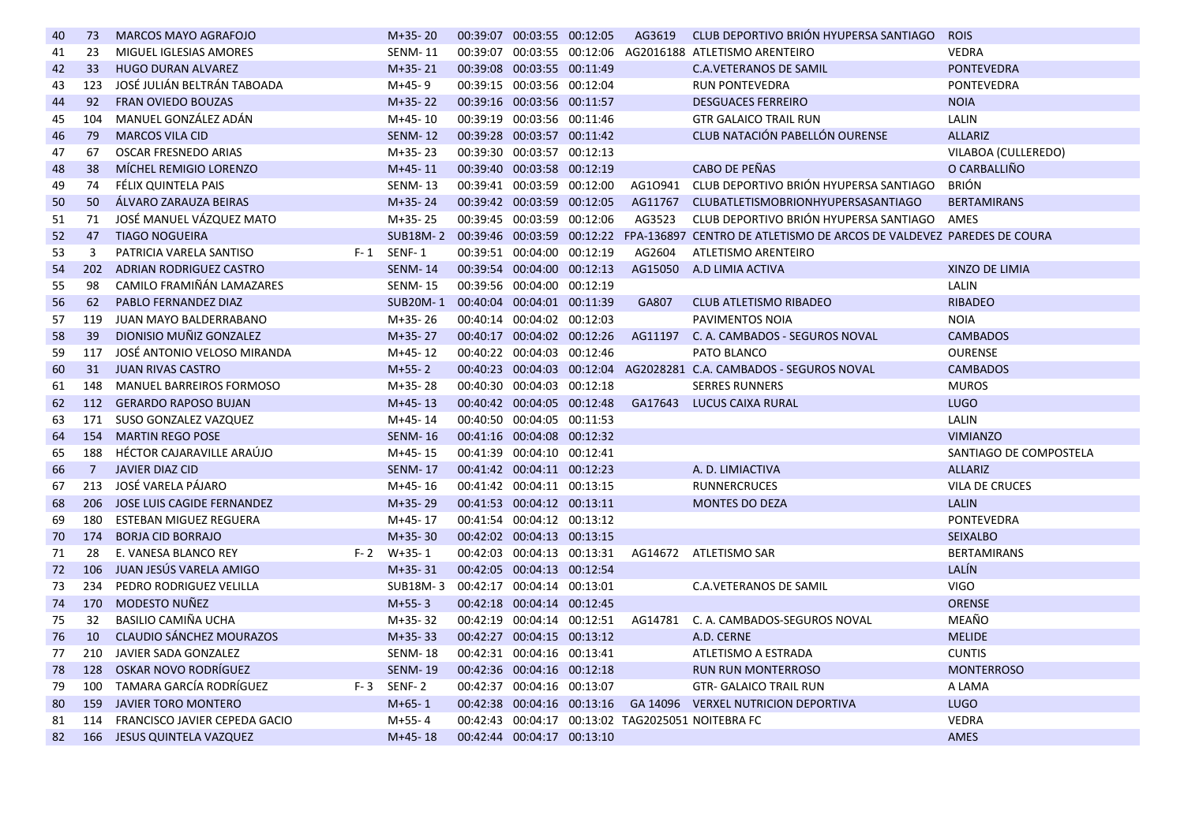| | | | | | | | | | | |
|---|---|---|---|---|---|---|---|---|---|---|
| 40 | 73 | MARCOS MAYO AGRAFOJO | | M+35- 20 | 00:39:07 | 00:03:55 | 00:12:05 | AG3619 | CLUB DEPORTIVO BRIÓN HYUPERSA SANTIAGO | ROIS |
| 41 | 23 | MIGUEL IGLESIAS AMORES | | SENM- 11 | 00:39:07 | 00:03:55 | 00:12:06 | AG2016188 | ATLETISMO ARENTEIRO | VEDRA |
| 42 | 33 | HUGO DURAN ALVAREZ | | M+35- 21 | 00:39:08 | 00:03:55 | 00:11:49 | | C.A.VETERANOS DE SAMIL | PONTEVEDRA |
| 43 | 123 | JOSÉ JULIÁN BELTRÁN TABOADA | | M+45- 9 | 00:39:15 | 00:03:56 | 00:12:04 | | RUN PONTEVEDRA | PONTEVEDRA |
| 44 | 92 | FRAN OVIEDO BOUZAS | | M+35- 22 | 00:39:16 | 00:03:56 | 00:11:57 | | DESGUACES FERREIRO | NOIA |
| 45 | 104 | MANUEL GONZÁLEZ ADÁN | | M+45- 10 | 00:39:19 | 00:03:56 | 00:11:46 | | GTR GALAICO TRAIL RUN | LALIN |
| 46 | 79 | MARCOS VILA CID | | SENM- 12 | 00:39:28 | 00:03:57 | 00:11:42 | | CLUB NATACIÓN PABELLÓN OURENSE | ALLARIZ |
| 47 | 67 | OSCAR FRESNEDO ARIAS | | M+35- 23 | 00:39:30 | 00:03:57 | 00:12:13 | | | VILABOA (CULLEREDO) |
| 48 | 38 | MÍCHEL REMIGIO LORENZO | | M+45- 11 | 00:39:40 | 00:03:58 | 00:12:19 | | CABO DE PEÑAS | O CARBALLIÑO |
| 49 | 74 | FÉLIX QUINTELA PAIS | | SENM- 13 | 00:39:41 | 00:03:59 | 00:12:00 | AG1O941 | CLUB DEPORTIVO BRIÓN HYUPERSA SANTIAGO | BRIÓN |
| 50 | 50 | ÁLVARO ZARAUZA BEIRAS | | M+35- 24 | 00:39:42 | 00:03:59 | 00:12:05 | AG11767 | CLUBATLETISMOBRIONHYUPERSASANTIAGO | BERTAMIRANS |
| 51 | 71 | JOSÉ MANUEL VÁZQUEZ MATO | | M+35- 25 | 00:39:45 | 00:03:59 | 00:12:06 | AG3523 | CLUB DEPORTIVO BRIÓN HYUPERSA SANTIAGO | AMES |
| 52 | 47 | TIAGO NOGUEIRA | | SUB18M- 2 | 00:39:46 | 00:03:59 | 00:12:22 | FPA-136897 | CENTRO DE ATLETISMO DE ARCOS DE VALDEVEZ | PAREDES DE COURA |
| 53 | 3 | PATRICIA VARELA SANTISO | F- 1 | SENF- 1 | 00:39:51 | 00:04:00 | 00:12:19 | AG2604 | ATLETISMO ARENTEIRO | |
| 54 | 202 | ADRIAN RODRIGUEZ CASTRO | | SENM- 14 | 00:39:54 | 00:04:00 | 00:12:13 | AG15050 | A.D LIMIA ACTIVA | XINZO DE LIMIA |
| 55 | 98 | CAMILO FRAMIÑÁN LAMAZARES | | SENM- 15 | 00:39:56 | 00:04:00 | 00:12:19 | | | LALIN |
| 56 | 62 | PABLO FERNANDEZ DIAZ | | SUB20M- 1 | 00:40:04 | 00:04:01 | 00:11:39 | GA807 | CLUB ATLETISMO RIBADEO | RIBADEO |
| 57 | 119 | JUAN MAYO BALDERRABANO | | M+35- 26 | 00:40:14 | 00:04:02 | 00:12:03 | | PAVIMENTOS NOIA | NOIA |
| 58 | 39 | DIONISIO MUÑIZ GONZALEZ | | M+35- 27 | 00:40:17 | 00:04:02 | 00:12:26 | AG11197 | C. A. CAMBADOS - SEGUROS NOVAL | CAMBADOS |
| 59 | 117 | JOSÉ ANTONIO VELOSO MIRANDA | | M+45- 12 | 00:40:22 | 00:04:03 | 00:12:46 | | PATO BLANCO | OURENSE |
| 60 | 31 | JUAN RIVAS CASTRO | | M+55- 2 | 00:40:23 | 00:04:03 | 00:12:04 | AG2028281 | C.A. CAMBADOS - SEGUROS NOVAL | CAMBADOS |
| 61 | 148 | MANUEL BARREIROS FORMOSO | | M+35- 28 | 00:40:30 | 00:04:03 | 00:12:18 | | SERRES RUNNERS | MUROS |
| 62 | 112 | GERARDO RAPOSO BUJAN | | M+45- 13 | 00:40:42 | 00:04:05 | 00:12:48 | GA17643 | LUCUS CAIXA RURAL | LUGO |
| 63 | 171 | SUSO GONZALEZ VAZQUEZ | | M+45- 14 | 00:40:50 | 00:04:05 | 00:11:53 | | | LALIN |
| 64 | 154 | MARTIN REGO POSE | | SENM- 16 | 00:41:16 | 00:04:08 | 00:12:32 | | | VIMIANZO |
| 65 | 188 | HÉCTOR CAJARAVILLE ARAÚJO | | M+45- 15 | 00:41:39 | 00:04:10 | 00:12:41 | | | SANTIAGO DE COMPOSTELA |
| 66 | 7 | JAVIER DIAZ CID | | SENM- 17 | 00:41:42 | 00:04:11 | 00:12:23 | | A. D. LIMIACTIVA | ALLARIZ |
| 67 | 213 | JOSÉ VARELA PÁJARO | | M+45- 16 | 00:41:42 | 00:04:11 | 00:13:15 | | RUNNERCRUCES | VILA DE CRUCES |
| 68 | 206 | JOSE LUIS CAGIDE FERNANDEZ | | M+35- 29 | 00:41:53 | 00:04:12 | 00:13:11 | | MONTES DO DEZA | LALIN |
| 69 | 180 | ESTEBAN MIGUEZ REGUERA | | M+45- 17 | 00:41:54 | 00:04:12 | 00:13:12 | | | PONTEVEDRA |
| 70 | 174 | BORJA CID BORRAJO | | M+35- 30 | 00:42:02 | 00:04:13 | 00:13:15 | | | SEIXALBO |
| 71 | 28 | E. VANESA BLANCO REY | F- 2 | W+35- 1 | 00:42:03 | 00:04:13 | 00:13:31 | AG14672 | ATLETISMO SAR | BERTAMIRANS |
| 72 | 106 | JUAN JESÚS VARELA AMIGO | | M+35- 31 | 00:42:05 | 00:04:13 | 00:12:54 | | | LALÍN |
| 73 | 234 | PEDRO RODRIGUEZ VELILLA | | SUB18M- 3 | 00:42:17 | 00:04:14 | 00:13:01 | | C.A.VETERANOS DE SAMIL | VIGO |
| 74 | 170 | MODESTO NUÑEZ | | M+55- 3 | 00:42:18 | 00:04:14 | 00:12:45 | | | ORENSE |
| 75 | 32 | BASILIO CAMIÑA UCHA | | M+35- 32 | 00:42:19 | 00:04:14 | 00:12:51 | AG14781 | C. A. CAMBADOS-SEGUROS NOVAL | MEAÑO |
| 76 | 10 | CLAUDIO SÁNCHEZ MOURAZOS | | M+35- 33 | 00:42:27 | 00:04:15 | 00:13:12 | | A.D. CERNE | MELIDE |
| 77 | 210 | JAVIER SADA GONZALEZ | | SENM- 18 | 00:42:31 | 00:04:16 | 00:13:41 | | ATLETISMO A ESTRADA | CUNTIS |
| 78 | 128 | OSKAR NOVO RODRÍGUEZ | | SENM- 19 | 00:42:36 | 00:04:16 | 00:12:18 | | RUN RUN MONTERROSO | MONTERROSO |
| 79 | 100 | TAMARA GARCÍA RODRÍGUEZ | F- 3 | SENF- 2 | 00:42:37 | 00:04:16 | 00:13:07 | | GTR- GALAICO TRAIL RUN | A LAMA |
| 80 | 159 | JAVIER TORO MONTERO | | M+65- 1 | 00:42:38 | 00:04:16 | 00:13:16 | GA 14096 | VERXEL NUTRICION DEPORTIVA | LUGO |
| 81 | 114 | FRANCISCO JAVIER CEPEDA GACIO | | M+55- 4 | 00:42:43 | 00:04:17 | 00:13:02 | TAG2025051 | NOITEBRA FC | VEDRA |
| 82 | 166 | JESUS QUINTELA VAZQUEZ | | M+45- 18 | 00:42:44 | 00:04:17 | 00:13:10 | | | AMES |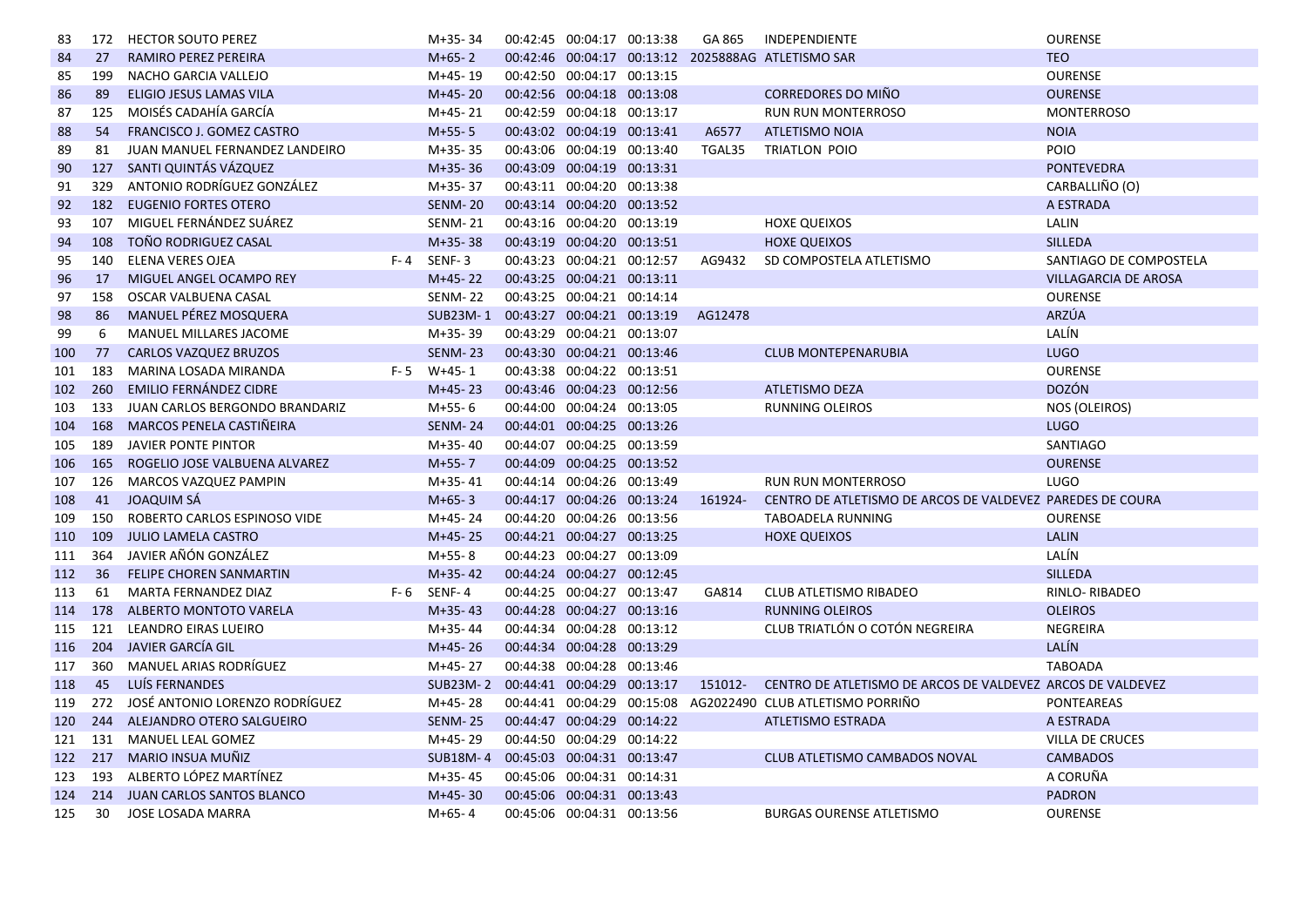| 83 | 172 | HECTOR SOUTO PEREZ | | M+35- 34 | 00:42:45 | 00:04:17 | 00:13:38 | GA 865 | INDEPENDIENTE | OURENSE |
|---|---|---|---|---|---|---|---|---|---|---|
| 84 | 27 | RAMIRO PEREZ PEREIRA | | M+65- 2 | 00:42:46 | 00:04:17 | 00:13:12 | 2025888AG | ATLETISMO SAR | TEO |
| 85 | 199 | NACHO GARCIA VALLEJO | | M+45- 19 | 00:42:50 | 00:04:17 | 00:13:15 | | | OURENSE |
| 86 | 89 | ELIGIO JESUS LAMAS VILA | | M+45- 20 | 00:42:56 | 00:04:18 | 00:13:08 | | CORREDORES DO MIÑO | OURENSE |
| 87 | 125 | MOISÉS CADAHÍA GARCÍA | | M+45- 21 | 00:42:59 | 00:04:18 | 00:13:17 | | RUN RUN MONTERROSO | MONTERROSO |
| 88 | 54 | FRANCISCO J. GOMEZ CASTRO | | M+55- 5 | 00:43:02 | 00:04:19 | 00:13:41 | A6577 | ATLETISMO NOIA | NOIA |
| 89 | 81 | JUAN MANUEL FERNANDEZ LANDEIRO | | M+35- 35 | 00:43:06 | 00:04:19 | 00:13:40 | TGAL35 | TRIATLON POIO | POIO |
| 90 | 127 | SANTI QUINTÁS VÁZQUEZ | | M+35- 36 | 00:43:09 | 00:04:19 | 00:13:31 | | | PONTEVEDRA |
| 91 | 329 | ANTONIO RODRÍGUEZ GONZÁLEZ | | M+35- 37 | 00:43:11 | 00:04:20 | 00:13:38 | | | CARBALLIÑO (O) |
| 92 | 182 | EUGENIO FORTES OTERO | | SENM- 20 | 00:43:14 | 00:04:20 | 00:13:52 | | | A ESTRADA |
| 93 | 107 | MIGUEL FERNÁNDEZ SUÁREZ | | SENM- 21 | 00:43:16 | 00:04:20 | 00:13:19 | | HOXE QUEIXOS | LALIN |
| 94 | 108 | TOÑO RODRIGUEZ CASAL | | M+35- 38 | 00:43:19 | 00:04:20 | 00:13:51 | | HOXE QUEIXOS | SILLEDA |
| 95 | 140 | ELENA VERES OJEA | F- 4 | SENF- 3 | 00:43:23 | 00:04:21 | 00:12:57 | AG9432 | SD COMPOSTELA ATLETISMO | SANTIAGO DE COMPOSTELA |
| 96 | 17 | MIGUEL ANGEL OCAMPO REY | | M+45- 22 | 00:43:25 | 00:04:21 | 00:13:11 | | | VILLAGARCIA DE AROSA |
| 97 | 158 | OSCAR VALBUENA CASAL | | SENM- 22 | 00:43:25 | 00:04:21 | 00:14:14 | | | OURENSE |
| 98 | 86 | MANUEL PÉREZ MOSQUERA | | SUB23M- 1 | 00:43:27 | 00:04:21 | 00:13:19 | AG12478 | | ARZÚA |
| 99 | 6 | MANUEL MILLARES JACOME | | M+35- 39 | 00:43:29 | 00:04:21 | 00:13:07 | | | LALÍN |
| 100 | 77 | CARLOS VAZQUEZ BRUZOS | | SENM- 23 | 00:43:30 | 00:04:21 | 00:13:46 | | CLUB MONTEPENARUBIA | LUGO |
| 101 | 183 | MARINA LOSADA MIRANDA | F- 5 | W+45- 1 | 00:43:38 | 00:04:22 | 00:13:51 | | | OURENSE |
| 102 | 260 | EMILIO FERNÁNDEZ CIDRE | | M+45- 23 | 00:43:46 | 00:04:23 | 00:12:56 | | ATLETISMO DEZA | DOZÓN |
| 103 | 133 | JUAN CARLOS BERGONDO BRANDARIZ | | M+55- 6 | 00:44:00 | 00:04:24 | 00:13:05 | | RUNNING OLEIROS | NOS (OLEIROS) |
| 104 | 168 | MARCOS PENELA CASTIÑEIRA | | SENM- 24 | 00:44:01 | 00:04:25 | 00:13:26 | | | LUGO |
| 105 | 189 | JAVIER PONTE PINTOR | | M+35- 40 | 00:44:07 | 00:04:25 | 00:13:59 | | | SANTIAGO |
| 106 | 165 | ROGELIO JOSE VALBUENA ALVAREZ | | M+55- 7 | 00:44:09 | 00:04:25 | 00:13:52 | | | OURENSE |
| 107 | 126 | MARCOS VAZQUEZ PAMPIN | | M+35- 41 | 00:44:14 | 00:04:26 | 00:13:49 | | RUN RUN MONTERROSO | LUGO |
| 108 | 41 | JOAQUIM SÁ | | M+65- 3 | 00:44:17 | 00:04:26 | 00:13:24 | 161924- | CENTRO DE ATLETISMO DE ARCOS DE VALDEVEZ | PAREDES DE COURA |
| 109 | 150 | ROBERTO CARLOS ESPINOSO VIDE | | M+45- 24 | 00:44:20 | 00:04:26 | 00:13:56 | | TABOADELA RUNNING | OURENSE |
| 110 | 109 | JULIO LAMELA CASTRO | | M+45- 25 | 00:44:21 | 00:04:27 | 00:13:25 | | HOXE QUEIXOS | LALIN |
| 111 | 364 | JAVIER AÑÓN GONZÁLEZ | | M+55- 8 | 00:44:23 | 00:04:27 | 00:13:09 | | | LALÍN |
| 112 | 36 | FELIPE CHOREN SANMARTIN | | M+35- 42 | 00:44:24 | 00:04:27 | 00:12:45 | | | SILLEDA |
| 113 | 61 | MARTA FERNANDEZ DIAZ | F- 6 | SENF- 4 | 00:44:25 | 00:04:27 | 00:13:47 | GA814 | CLUB ATLETISMO RIBADEO | RINLO- RIBADEO |
| 114 | 178 | ALBERTO MONTOTO VARELA | | M+35- 43 | 00:44:28 | 00:04:27 | 00:13:16 | | RUNNING OLEIROS | OLEIROS |
| 115 | 121 | LEANDRO EIRAS LUEIRO | | M+35- 44 | 00:44:34 | 00:04:28 | 00:13:12 | | CLUB TRIATLÓN O COTÓN NEGREIRA | NEGREIRA |
| 116 | 204 | JAVIER GARCÍA GIL | | M+45- 26 | 00:44:34 | 00:04:28 | 00:13:29 | | | LALÍN |
| 117 | 360 | MANUEL ARIAS RODRÍGUEZ | | M+45- 27 | 00:44:38 | 00:04:28 | 00:13:46 | | | TABOADA |
| 118 | 45 | LUÍS FERNANDES | | SUB23M- 2 | 00:44:41 | 00:04:29 | 00:13:17 | 151012- | CENTRO DE ATLETISMO DE ARCOS DE VALDEVEZ | ARCOS DE VALDEVEZ |
| 119 | 272 | JOSÉ ANTONIO LORENZO RODRÍGUEZ | | M+45- 28 | 00:44:41 | 00:04:29 | 00:15:08 | AG2022490 | CLUB ATLETISMO PORRIÑO | PONTEAREAS |
| 120 | 244 | ALEJANDRO OTERO SALGUEIRO | | SENM- 25 | 00:44:47 | 00:04:29 | 00:14:22 | | ATLETISMO ESTRADA | A ESTRADA |
| 121 | 131 | MANUEL LEAL GOMEZ | | M+45- 29 | 00:44:50 | 00:04:29 | 00:14:22 | | | VILLA DE CRUCES |
| 122 | 217 | MARIO INSUA MUÑIZ | | SUB18M- 4 | 00:45:03 | 00:04:31 | 00:13:47 | | CLUB ATLETISMO CAMBADOS NOVAL | CAMBADOS |
| 123 | 193 | ALBERTO LÓPEZ MARTÍNEZ | | M+35- 45 | 00:45:06 | 00:04:31 | 00:14:31 | | | A CORUÑA |
| 124 | 214 | JUAN CARLOS SANTOS BLANCO | | M+45- 30 | 00:45:06 | 00:04:31 | 00:13:43 | | | PADRON |
| 125 | 30 | JOSE LOSADA MARRA | | M+65- 4 | 00:45:06 | 00:04:31 | 00:13:56 | | BURGAS OURENSE ATLETISMO | OURENSE |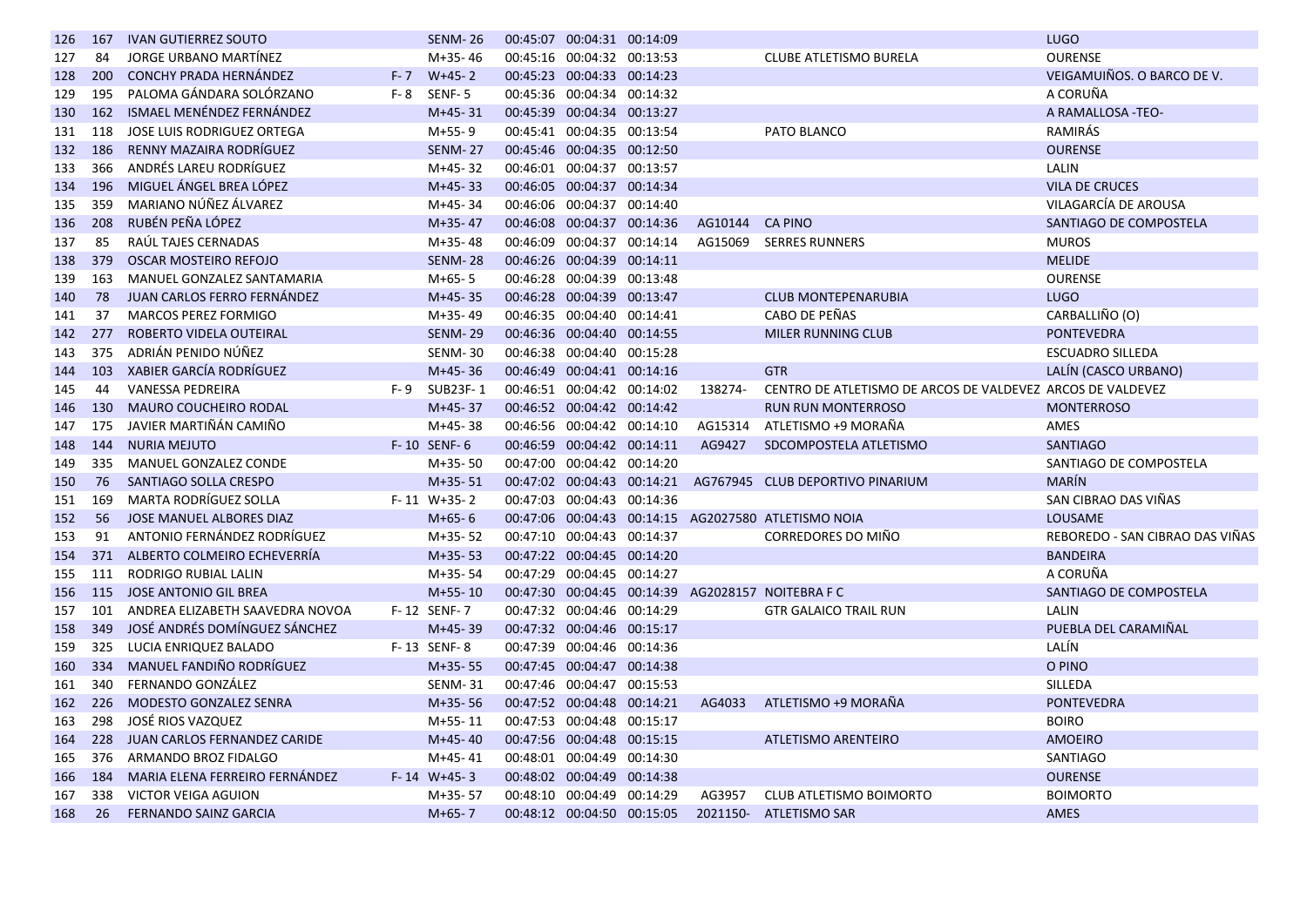| 126 | 167 | IVAN GUTIERREZ SOUTO | | SENM- 26 | 00:45:07 | 00:04:31 | 00:14:09 | | | LUGO |
|---|---|---|---|---|---|---|---|---|---|---|
| 127 | 84 | JORGE URBANO MARTÍNEZ | | M+35- 46 | 00:45:16 | 00:04:32 | 00:13:53 | | CLUBE ATLETISMO BURELA | OURENSE |
| 128 | 200 | CONCHY PRADA HERNÁNDEZ | F- 7 | W+45- 2 | 00:45:23 | 00:04:33 | 00:14:23 | | | VEIGAMUIÑOS. O BARCO DE V. |
| 129 | 195 | PALOMA GÁNDARA SOLÓRZANO | F- 8 | SENF- 5 | 00:45:36 | 00:04:34 | 00:14:32 | | | A CORUÑA |
| 130 | 162 | ISMAEL MENÉNDEZ FERNÁNDEZ | | M+45- 31 | 00:45:39 | 00:04:34 | 00:13:27 | | | A RAMALLOSA -TEO- |
| 131 | 118 | JOSE LUIS RODRIGUEZ ORTEGA | | M+55- 9 | 00:45:41 | 00:04:35 | 00:13:54 | | PATO BLANCO | RAMIRÁS |
| 132 | 186 | RENNY MAZAIRA RODRÍGUEZ | | SENM- 27 | 00:45:46 | 00:04:35 | 00:12:50 | | | OURENSE |
| 133 | 366 | ANDRÉS LAREU RODRÍGUEZ | | M+45- 32 | 00:46:01 | 00:04:37 | 00:13:57 | | | LALIN |
| 134 | 196 | MIGUEL ÁNGEL BREA LÓPEZ | | M+45- 33 | 00:46:05 | 00:04:37 | 00:14:34 | | | VILA DE CRUCES |
| 135 | 359 | MARIANO NÚÑEZ ÁLVAREZ | | M+45- 34 | 00:46:06 | 00:04:37 | 00:14:40 | | | VILAGARCÍA DE AROUSA |
| 136 | 208 | RUBÉN PEÑA LÓPEZ | | M+35- 47 | 00:46:08 | 00:04:37 | 00:14:36 | AG10144 | CA PINO | SANTIAGO DE COMPOSTELA |
| 137 | 85 | RAÚL TAJES CERNADAS | | M+35- 48 | 00:46:09 | 00:04:37 | 00:14:14 | AG15069 | SERRES RUNNERS | MUROS |
| 138 | 379 | OSCAR MOSTEIRO REFOJO | | SENM- 28 | 00:46:26 | 00:04:39 | 00:14:11 | | | MELIDE |
| 139 | 163 | MANUEL GONZALEZ SANTAMARIA | | M+65- 5 | 00:46:28 | 00:04:39 | 00:13:48 | | | OURENSE |
| 140 | 78 | JUAN CARLOS FERRO FERNÁNDEZ | | M+45- 35 | 00:46:28 | 00:04:39 | 00:13:47 | | CLUB MONTEPENARUBIA | LUGO |
| 141 | 37 | MARCOS PEREZ FORMIGO | | M+35- 49 | 00:46:35 | 00:04:40 | 00:14:41 | | CABO DE PEÑAS | CARBALLIÑO (O) |
| 142 | 277 | ROBERTO VIDELA OUTEIRAL | | SENM- 29 | 00:46:36 | 00:04:40 | 00:14:55 | | MILER RUNNING CLUB | PONTEVEDRA |
| 143 | 375 | ADRIÁN PENIDO NÚÑEZ | | SENM- 30 | 00:46:38 | 00:04:40 | 00:15:28 | | | ESCUADRO SILLEDA |
| 144 | 103 | XABIER GARCÍA RODRÍGUEZ | | M+45- 36 | 00:46:49 | 00:04:41 | 00:14:16 | | GTR | LALÍN (CASCO URBANO) |
| 145 | 44 | VANESSA PEDREIRA | F- 9 | SUB23F- 1 | 00:46:51 | 00:04:42 | 00:14:02 | 138274- | CENTRO DE ATLETISMO DE ARCOS DE VALDEVEZ | ARCOS DE VALDEVEZ |
| 146 | 130 | MAURO COUCHEIRO RODAL | | M+45- 37 | 00:46:52 | 00:04:42 | 00:14:42 | | RUN RUN MONTERROSO | MONTERROSO |
| 147 | 175 | JAVIER MARTIÑÁN CAMIÑO | | M+45- 38 | 00:46:56 | 00:04:42 | 00:14:10 | AG15314 | ATLETISMO +9 MORAÑA | AMES |
| 148 | 144 | NURIA MEJUTO | F- 10 | SENF- 6 | 00:46:59 | 00:04:42 | 00:14:11 | AG9427 | SDCOMPOSTELA ATLETISMO | SANTIAGO |
| 149 | 335 | MANUEL GONZALEZ CONDE | | M+35- 50 | 00:47:00 | 00:04:42 | 00:14:20 | | | SANTIAGO DE COMPOSTELA |
| 150 | 76 | SANTIAGO SOLLA CRESPO | | M+35- 51 | 00:47:02 | 00:04:43 | 00:14:21 | AG767945 | CLUB DEPORTIVO PINARIUM | MARÍN |
| 151 | 169 | MARTA RODRÍGUEZ SOLLA | F- 11 | W+35- 2 | 00:47:03 | 00:04:43 | 00:14:36 | | | SAN CIBRAO DAS VIÑAS |
| 152 | 56 | JOSE MANUEL ALBORES DIAZ | | M+65- 6 | 00:47:06 | 00:04:43 | 00:14:15 | AG2027580 | ATLETISMO NOIA | LOUSAME |
| 153 | 91 | ANTONIO FERNÁNDEZ RODRÍGUEZ | | M+35- 52 | 00:47:10 | 00:04:43 | 00:14:37 | | CORREDORES DO MIÑO | REBOREDO - SAN CIBRAO DAS VIÑAS |
| 154 | 371 | ALBERTO COLMEIRO ECHEVERRÍA | | M+35- 53 | 00:47:22 | 00:04:45 | 00:14:20 | | | BANDEIRA |
| 155 | 111 | RODRIGO RUBIAL LALIN | | M+35- 54 | 00:47:29 | 00:04:45 | 00:14:27 | | | A CORUÑA |
| 156 | 115 | JOSE ANTONIO GIL BREA | | M+55- 10 | 00:47:30 | 00:04:45 | 00:14:39 | AG2028157 | NOITEBRA F C | SANTIAGO DE COMPOSTELA |
| 157 | 101 | ANDREA ELIZABETH SAAVEDRA NOVOA | F- 12 | SENF- 7 | 00:47:32 | 00:04:46 | 00:14:29 | | GTR GALAICO TRAIL RUN | LALIN |
| 158 | 349 | JOSÉ ANDRÉS DOMÍNGUEZ SÁNCHEZ | | M+45- 39 | 00:47:32 | 00:04:46 | 00:15:17 | | | PUEBLA DEL CARAMIÑAL |
| 159 | 325 | LUCIA ENRIQUEZ BALADO | F- 13 | SENF- 8 | 00:47:39 | 00:04:46 | 00:14:36 | | | LALÍN |
| 160 | 334 | MANUEL FANDIÑO RODRÍGUEZ | | M+35- 55 | 00:47:45 | 00:04:47 | 00:14:38 | | | O PINO |
| 161 | 340 | FERNANDO GONZÁLEZ | | SENM- 31 | 00:47:46 | 00:04:47 | 00:15:53 | | | SILLEDA |
| 162 | 226 | MODESTO GONZALEZ SENRA | | M+35- 56 | 00:47:52 | 00:04:48 | 00:14:21 | AG4033 | ATLETISMO +9 MORAÑA | PONTEVEDRA |
| 163 | 298 | JOSÉ RIOS VAZQUEZ | | M+55- 11 | 00:47:53 | 00:04:48 | 00:15:17 | | | BOIRO |
| 164 | 228 | JUAN CARLOS FERNANDEZ CARIDE | | M+45- 40 | 00:47:56 | 00:04:48 | 00:15:15 | | ATLETISMO ARENTEIRO | AMOEIRO |
| 165 | 376 | ARMANDO BROZ FIDALGO | | M+45- 41 | 00:48:01 | 00:04:49 | 00:14:30 | | | SANTIAGO |
| 166 | 184 | MARIA ELENA FERREIRO FERNÁNDEZ | F- 14 | W+45- 3 | 00:48:02 | 00:04:49 | 00:14:38 | | | OURENSE |
| 167 | 338 | VICTOR VEIGA AGUION | | M+35- 57 | 00:48:10 | 00:04:49 | 00:14:29 | AG3957 | CLUB ATLETISMO BOIMORTO | BOIMORTO |
| 168 | 26 | FERNANDO SAINZ GARCIA | | M+65- 7 | 00:48:12 | 00:04:50 | 00:15:05 | 2021150- | ATLETISMO SAR | AMES |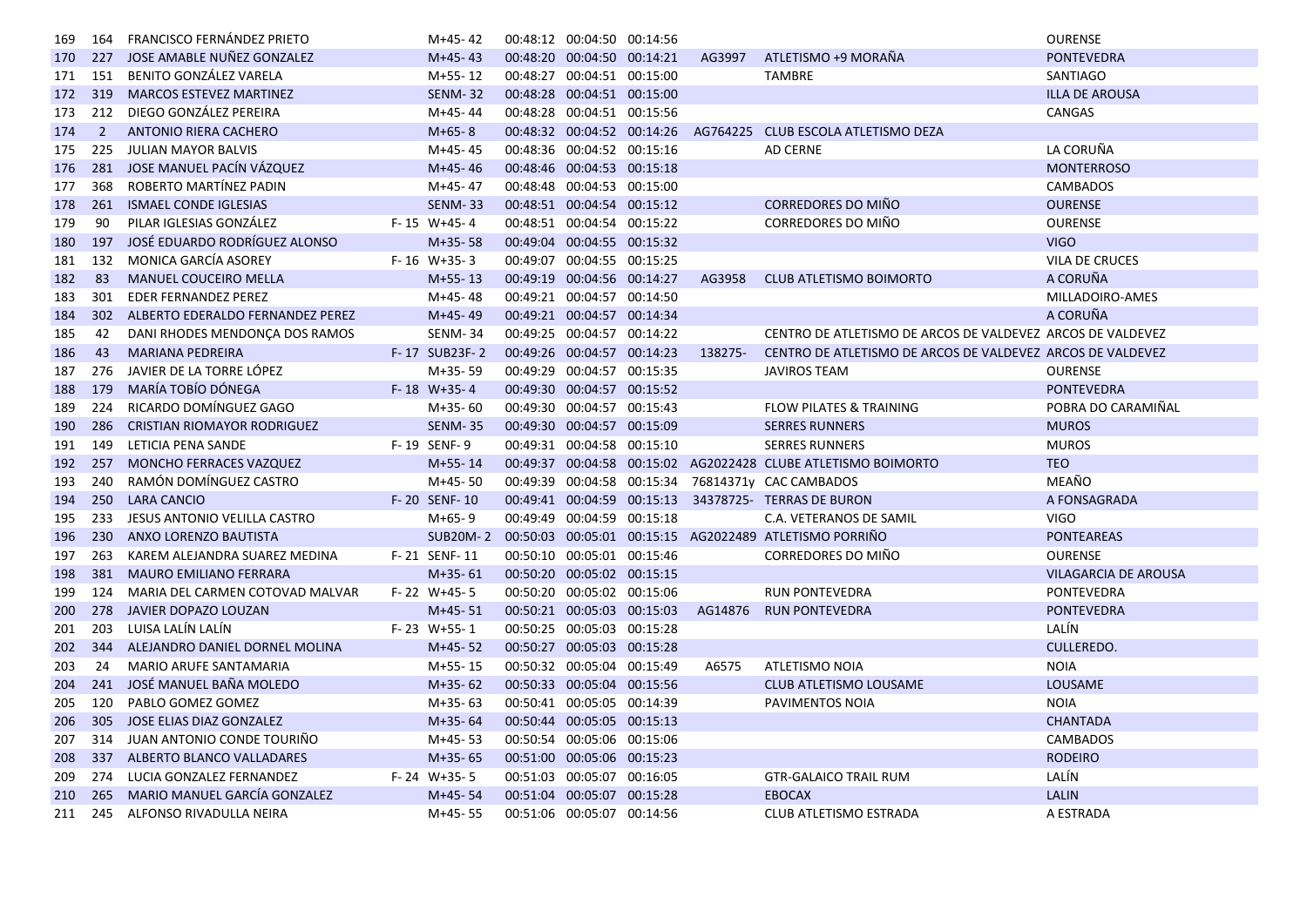| | | | | | | | | | | |
|---|---|---|---|---|---|---|---|---|---|---|
| 169 | 164 | FRANCISCO FERNÁNDEZ PRIETO | | M+45- 42 | 00:48:12 | 00:04:50 | 00:14:56 | | | OURENSE |
| 170 | 227 | JOSE AMABLE NUÑEZ GONZALEZ | | M+45- 43 | 00:48:20 | 00:04:50 | 00:14:21 | AG3997 | ATLETISMO +9 MORAÑA | PONTEVEDRA |
| 171 | 151 | BENITO GONZÁLEZ VARELA | | M+55- 12 | 00:48:27 | 00:04:51 | 00:15:00 | | TAMBRE | SANTIAGO |
| 172 | 319 | MARCOS ESTEVEZ MARTINEZ | | SENM- 32 | 00:48:28 | 00:04:51 | 00:15:00 | | | ILLA DE AROUSA |
| 173 | 212 | DIEGO GONZÁLEZ PEREIRA | | M+45- 44 | 00:48:28 | 00:04:51 | 00:15:56 | | | CANGAS |
| 174 | 2 | ANTONIO RIERA CACHERO | | M+65- 8 | 00:48:32 | 00:04:52 | 00:14:26 | AG764225 | CLUB ESCOLA ATLETISMO DEZA | |
| 175 | 225 | JULIAN MAYOR BALVIS | | M+45- 45 | 00:48:36 | 00:04:52 | 00:15:16 | | AD CERNE | LA CORUÑA |
| 176 | 281 | JOSE MANUEL PACÍN VÁZQUEZ | | M+45- 46 | 00:48:46 | 00:04:53 | 00:15:18 | | | MONTERROSO |
| 177 | 368 | ROBERTO MARTÍNEZ PADIN | | M+45- 47 | 00:48:48 | 00:04:53 | 00:15:00 | | | CAMBADOS |
| 178 | 261 | ISMAEL CONDE IGLESIAS | | SENM- 33 | 00:48:51 | 00:04:54 | 00:15:12 | | CORREDORES DO MIÑO | OURENSE |
| 179 | 90 | PILAR IGLESIAS GONZÁLEZ | F- 15 | W+45- 4 | 00:48:51 | 00:04:54 | 00:15:22 | | CORREDORES DO MIÑO | OURENSE |
| 180 | 197 | JOSÉ EDUARDO RODRÍGUEZ ALONSO | | M+35- 58 | 00:49:04 | 00:04:55 | 00:15:32 | | | VIGO |
| 181 | 132 | MONICA GARCÍA ASOREY | F- 16 | W+35- 3 | 00:49:07 | 00:04:55 | 00:15:25 | | | VILA DE CRUCES |
| 182 | 83 | MANUEL COUCEIRO MELLA | | M+55- 13 | 00:49:19 | 00:04:56 | 00:14:27 | AG3958 | CLUB ATLETISMO BOIMORTO | A CORUÑA |
| 183 | 301 | EDER FERNANDEZ PEREZ | | M+45- 48 | 00:49:21 | 00:04:57 | 00:14:50 | | | MILLADOIRO-AMES |
| 184 | 302 | ALBERTO EDERALDO FERNANDEZ PEREZ | | M+45- 49 | 00:49:21 | 00:04:57 | 00:14:34 | | | A CORUÑA |
| 185 | 42 | DANI RHODES MENDONÇA DOS RAMOS | | SENM- 34 | 00:49:25 | 00:04:57 | 00:14:22 | | CENTRO DE ATLETISMO DE ARCOS DE VALDEVEZ | ARCOS DE VALDEVEZ |
| 186 | 43 | MARIANA PEDREIRA | F- 17 | SUB23F- 2 | 00:49:26 | 00:04:57 | 00:14:23 | 138275- | CENTRO DE ATLETISMO DE ARCOS DE VALDEVEZ | ARCOS DE VALDEVEZ |
| 187 | 276 | JAVIER DE LA TORRE LÓPEZ | | M+35- 59 | 00:49:29 | 00:04:57 | 00:15:35 | | JAVIROS TEAM | OURENSE |
| 188 | 179 | MARÍA TOBÍO DÓNEGA | F- 18 | W+35- 4 | 00:49:30 | 00:04:57 | 00:15:52 | | | PONTEVEDRA |
| 189 | 224 | RICARDO DOMÍNGUEZ GAGO | | M+35- 60 | 00:49:30 | 00:04:57 | 00:15:43 | | FLOW PILATES & TRAINING | POBRA DO CARAMIÑAL |
| 190 | 286 | CRISTIAN RIOMAYOR RODRIGUEZ | | SENM- 35 | 00:49:30 | 00:04:57 | 00:15:09 | | SERRES RUNNERS | MUROS |
| 191 | 149 | LETICIA PENA SANDE | F- 19 | SENF- 9 | 00:49:31 | 00:04:58 | 00:15:10 | | SERRES RUNNERS | MUROS |
| 192 | 257 | MONCHO FERRACES VAZQUEZ | | M+55- 14 | 00:49:37 | 00:04:58 | 00:15:02 | AG2022428 | CLUBE ATLETISMO BOIMORTO | TEO |
| 193 | 240 | RAMÓN DOMÍNGUEZ CASTRO | | M+45- 50 | 00:49:39 | 00:04:58 | 00:15:34 | 76814371y | CAC CAMBADOS | MEAÑO |
| 194 | 250 | LARA CANCIO | F- 20 | SENF- 10 | 00:49:41 | 00:04:59 | 00:15:13 | 34378725- | TERRAS DE BURON | A FONSAGRADA |
| 195 | 233 | JESUS ANTONIO VELILLA CASTRO | | M+65- 9 | 00:49:49 | 00:04:59 | 00:15:18 | | C.A. VETERANOS DE SAMIL | VIGO |
| 196 | 230 | ANXO LORENZO BAUTISTA | | SUB20M- 2 | 00:50:03 | 00:05:01 | 00:15:15 | AG2022489 | ATLETISMO PORRIÑO | PONTEAREAS |
| 197 | 263 | KAREM ALEJANDRA SUAREZ MEDINA | F- 21 | SENF- 11 | 00:50:10 | 00:05:01 | 00:15:46 | | CORREDORES DO MIÑO | OURENSE |
| 198 | 381 | MAURO EMILIANO FERRARA | | M+35- 61 | 00:50:20 | 00:05:02 | 00:15:15 | | | VILAGARCIA DE AROUSA |
| 199 | 124 | MARIA DEL CARMEN COTOVAD MALVAR | F- 22 | W+45- 5 | 00:50:20 | 00:05:02 | 00:15:06 | | RUN PONTEVEDRA | PONTEVEDRA |
| 200 | 278 | JAVIER DOPAZO LOUZAN | | M+45- 51 | 00:50:21 | 00:05:03 | 00:15:03 | AG14876 | RUN PONTEVEDRA | PONTEVEDRA |
| 201 | 203 | LUISA LALÍN LALÍN | F- 23 | W+55- 1 | 00:50:25 | 00:05:03 | 00:15:28 | | | LALÍN |
| 202 | 344 | ALEJANDRO DANIEL DORNEL MOLINA | | M+45- 52 | 00:50:27 | 00:05:03 | 00:15:28 | | | CULLEREDO. |
| 203 | 24 | MARIO ARUFE SANTAMARIA | | M+55- 15 | 00:50:32 | 00:05:04 | 00:15:49 | A6575 | ATLETISMO NOIA | NOIA |
| 204 | 241 | JOSÉ MANUEL BAÑA MOLEDO | | M+35- 62 | 00:50:33 | 00:05:04 | 00:15:56 | | CLUB ATLETISMO LOUSAME | LOUSAME |
| 205 | 120 | PABLO GOMEZ GOMEZ | | M+35- 63 | 00:50:41 | 00:05:05 | 00:14:39 | | PAVIMENTOS NOIA | NOIA |
| 206 | 305 | JOSE ELIAS DIAZ GONZALEZ | | M+35- 64 | 00:50:44 | 00:05:05 | 00:15:13 | | | CHANTADA |
| 207 | 314 | JUAN ANTONIO CONDE TOURIÑO | | M+45- 53 | 00:50:54 | 00:05:06 | 00:15:06 | | | CAMBADOS |
| 208 | 337 | ALBERTO BLANCO VALLADARES | | M+35- 65 | 00:51:00 | 00:05:06 | 00:15:23 | | | RODEIRO |
| 209 | 274 | LUCIA GONZALEZ FERNANDEZ | F- 24 | W+35- 5 | 00:51:03 | 00:05:07 | 00:16:05 | | GTR-GALAICO TRAIL RUM | LALÍN |
| 210 | 265 | MARIO MANUEL GARCÍA GONZALEZ | | M+45- 54 | 00:51:04 | 00:05:07 | 00:15:28 | | EBOCAX | LALIN |
| 211 | 245 | ALFONSO RIVADULLA NEIRA | | M+45- 55 | 00:51:06 | 00:05:07 | 00:14:56 | | CLUB ATLETISMO ESTRADA | A ESTRADA |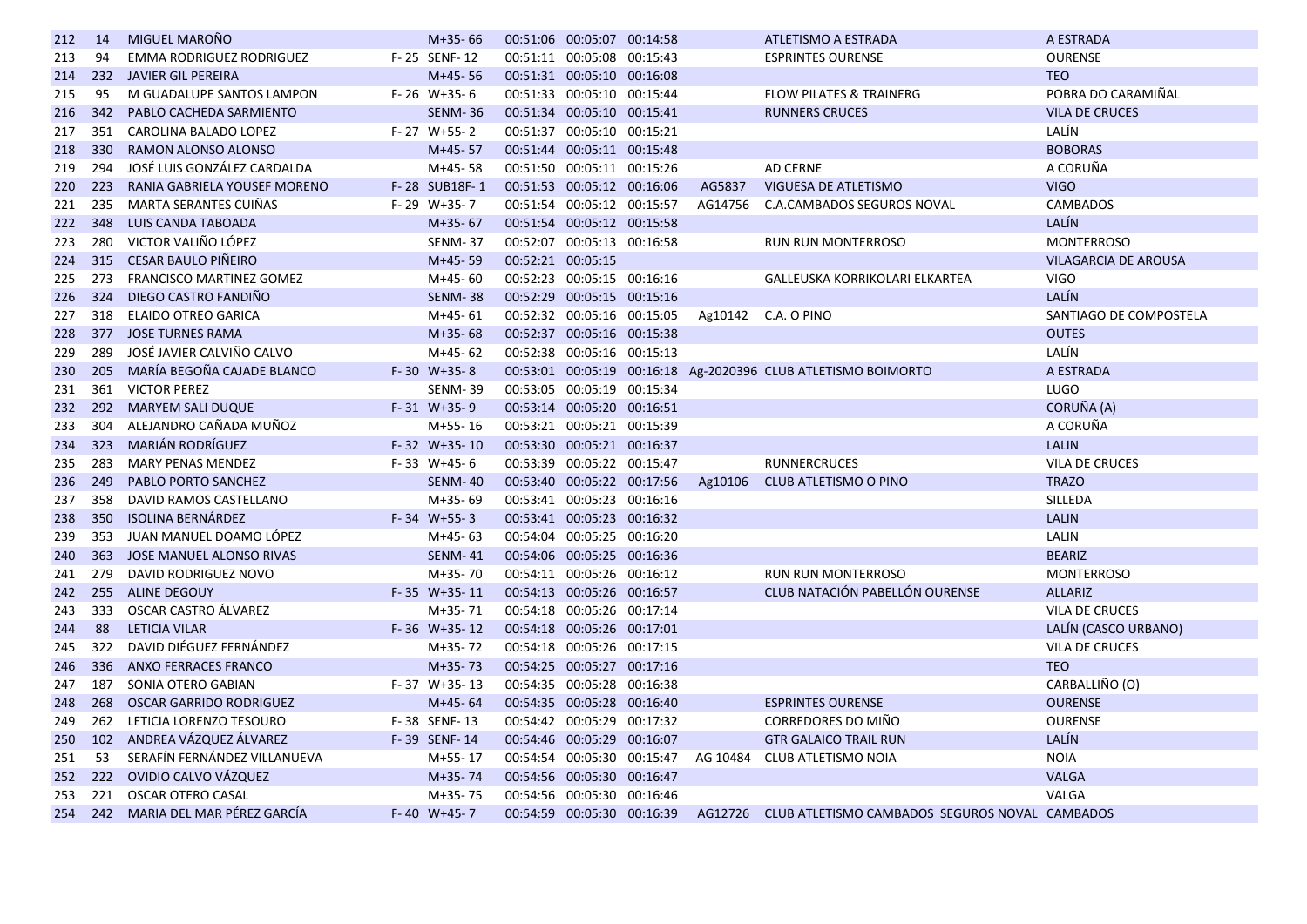| | | | | | | | | | | |
|---|---|---|---|---|---|---|---|---|---|---|
| 212 | 14 | MIGUEL MAROÑO | | M+35- 66 | 00:51:06 | 00:05:07 | 00:14:58 | | ATLETISMO A ESTRADA | A ESTRADA |
| 213 | 94 | EMMA RODRIGUEZ RODRIGUEZ | F- 25 | SENF- 12 | 00:51:11 | 00:05:08 | 00:15:43 | | ESPRINTES OURENSE | OURENSE |
| 214 | 232 | JAVIER GIL PEREIRA | | M+45- 56 | 00:51:31 | 00:05:10 | 00:16:08 | | | TEO |
| 215 | 95 | M GUADALUPE SANTOS LAMPON | F- 26 | W+35- 6 | 00:51:33 | 00:05:10 | 00:15:44 | | FLOW PILATES & TRAINERG | POBRA DO CARAMIÑAL |
| 216 | 342 | PABLO CACHEDA SARMIENTO | | SENM- 36 | 00:51:34 | 00:05:10 | 00:15:41 | | RUNNERS CRUCES | VILA DE CRUCES |
| 217 | 351 | CAROLINA BALADO LOPEZ | F- 27 | W+55- 2 | 00:51:37 | 00:05:10 | 00:15:21 | | | LALÍN |
| 218 | 330 | RAMON ALONSO ALONSO | | M+45- 57 | 00:51:44 | 00:05:11 | 00:15:48 | | | BOBORAS |
| 219 | 294 | JOSÉ LUIS GONZÁLEZ CARDALDA | | M+45- 58 | 00:51:50 | 00:05:11 | 00:15:26 | | AD CERNE | A CORUÑA |
| 220 | 223 | RANIA GABRIELA YOUSEF MORENO | F- 28 | SUB18F- 1 | 00:51:53 | 00:05:12 | 00:16:06 | AG5837 | VIGUESA DE ATLETISMO | VIGO |
| 221 | 235 | MARTA SERANTES CUIÑAS | F- 29 | W+35- 7 | 00:51:54 | 00:05:12 | 00:15:57 | AG14756 | C.A.CAMBADOS SEGUROS NOVAL | CAMBADOS |
| 222 | 348 | LUIS CANDA TABOADA | | M+35- 67 | 00:51:54 | 00:05:12 | 00:15:58 | | | LALÍN |
| 223 | 280 | VICTOR VALIÑO LÓPEZ | | SENM- 37 | 00:52:07 | 00:05:13 | 00:16:58 | | RUN RUN MONTERROSO | MONTERROSO |
| 224 | 315 | CESAR BAULO PIÑEIRO | | M+45- 59 | 00:52:21 | 00:05:15 | | | | VILAGARCIA DE AROUSA |
| 225 | 273 | FRANCISCO MARTINEZ GOMEZ | | M+45- 60 | 00:52:23 | 00:05:15 | 00:16:16 | | GALLEUSKA KORRIKOLARI ELKARTEA | VIGO |
| 226 | 324 | DIEGO CASTRO FANDIÑO | | SENM- 38 | 00:52:29 | 00:05:15 | 00:15:16 | | | LALÍN |
| 227 | 318 | ELAIDO OTREO GARICA | | M+45- 61 | 00:52:32 | 00:05:16 | 00:15:05 | Ag10142 | C.A. O PINO | SANTIAGO DE COMPOSTELA |
| 228 | 377 | JOSE TURNES RAMA | | M+35- 68 | 00:52:37 | 00:05:16 | 00:15:38 | | | OUTES |
| 229 | 289 | JOSÉ JAVIER CALVIÑO CALVO | | M+45- 62 | 00:52:38 | 00:05:16 | 00:15:13 | | | LALÍN |
| 230 | 205 | MARÍA BEGOÑA CAJADE BLANCO | F- 30 | W+35- 8 | 00:53:01 | 00:05:19 | 00:16:18 | Ag-2020396 | CLUB ATLETISMO BOIMORTO | A ESTRADA |
| 231 | 361 | VICTOR PEREZ | | SENM- 39 | 00:53:05 | 00:05:19 | 00:15:34 | | | LUGO |
| 232 | 292 | MARYEM SALI DUQUE | F- 31 | W+35- 9 | 00:53:14 | 00:05:20 | 00:16:51 | | | CORUÑA (A) |
| 233 | 304 | ALEJANDRO CAÑADA MUÑOZ | | M+55- 16 | 00:53:21 | 00:05:21 | 00:15:39 | | | A CORUÑA |
| 234 | 323 | MARIÁN RODRÍGUEZ | F- 32 | W+35- 10 | 00:53:30 | 00:05:21 | 00:16:37 | | | LALIN |
| 235 | 283 | MARY PENAS MENDEZ | F- 33 | W+45- 6 | 00:53:39 | 00:05:22 | 00:15:47 | | RUNNERCRUCES | VILA DE CRUCES |
| 236 | 249 | PABLO PORTO SANCHEZ | | SENM- 40 | 00:53:40 | 00:05:22 | 00:17:56 | Ag10106 | CLUB ATLETISMO O PINO | TRAZO |
| 237 | 358 | DAVID RAMOS CASTELLANO | | M+35- 69 | 00:53:41 | 00:05:23 | 00:16:16 | | | SILLEDA |
| 238 | 350 | ISOLINA BERNÁRDEZ | F- 34 | W+55- 3 | 00:53:41 | 00:05:23 | 00:16:32 | | | LALIN |
| 239 | 353 | JUAN MANUEL DOAMO LÓPEZ | | M+45- 63 | 00:54:04 | 00:05:25 | 00:16:20 | | | LALIN |
| 240 | 363 | JOSE MANUEL ALONSO RIVAS | | SENM- 41 | 00:54:06 | 00:05:25 | 00:16:36 | | | BEARIZ |
| 241 | 279 | DAVID RODRIGUEZ NOVO | | M+35- 70 | 00:54:11 | 00:05:26 | 00:16:12 | | RUN RUN MONTERROSO | MONTERROSO |
| 242 | 255 | ALINE DEGOUY | F- 35 | W+35- 11 | 00:54:13 | 00:05:26 | 00:16:57 | | CLUB NATACIÓN PABELLÓN OURENSE | ALLARIZ |
| 243 | 333 | OSCAR CASTRO ÁLVAREZ | | M+35- 71 | 00:54:18 | 00:05:26 | 00:17:14 | | | VILA DE CRUCES |
| 244 | 88 | LETICIA VILAR | F- 36 | W+35- 12 | 00:54:18 | 00:05:26 | 00:17:01 | | | LALÍN (CASCO URBANO) |
| 245 | 322 | DAVID DIÉGUEZ FERNÁNDEZ | | M+35- 72 | 00:54:18 | 00:05:26 | 00:17:15 | | | VILA DE CRUCES |
| 246 | 336 | ANXO FERRACES FRANCO | | M+35- 73 | 00:54:25 | 00:05:27 | 00:17:16 | | | TEO |
| 247 | 187 | SONIA OTERO GABIAN | F- 37 | W+35- 13 | 00:54:35 | 00:05:28 | 00:16:38 | | | CARBALLIÑO (O) |
| 248 | 268 | OSCAR GARRIDO RODRIGUEZ | | M+45- 64 | 00:54:35 | 00:05:28 | 00:16:40 | | ESPRINTES OURENSE | OURENSE |
| 249 | 262 | LETICIA LORENZO TESOURO | F- 38 | SENF- 13 | 00:54:42 | 00:05:29 | 00:17:32 | | CORREDORES DO MIÑO | OURENSE |
| 250 | 102 | ANDREA VÁZQUEZ ÁLVAREZ | F- 39 | SENF- 14 | 00:54:46 | 00:05:29 | 00:16:07 | | GTR GALAICO TRAIL RUN | LALÍN |
| 251 | 53 | SERAFÍN FERNÁNDEZ VILLANUEVA | | M+55- 17 | 00:54:54 | 00:05:30 | 00:15:47 | AG 10484 | CLUB ATLETISMO NOIA | NOIA |
| 252 | 222 | OVIDIO CALVO VÁZQUEZ | | M+35- 74 | 00:54:56 | 00:05:30 | 00:16:47 | | | VALGA |
| 253 | 221 | OSCAR OTERO CASAL | | M+35- 75 | 00:54:56 | 00:05:30 | 00:16:46 | | | VALGA |
| 254 | 242 | MARIA DEL MAR PÉREZ GARCÍA | F- 40 | W+45- 7 | 00:54:59 | 00:05:30 | 00:16:39 | AG12726 | CLUB ATLETISMO CAMBADOS SEGUROS NOVAL | CAMBADOS |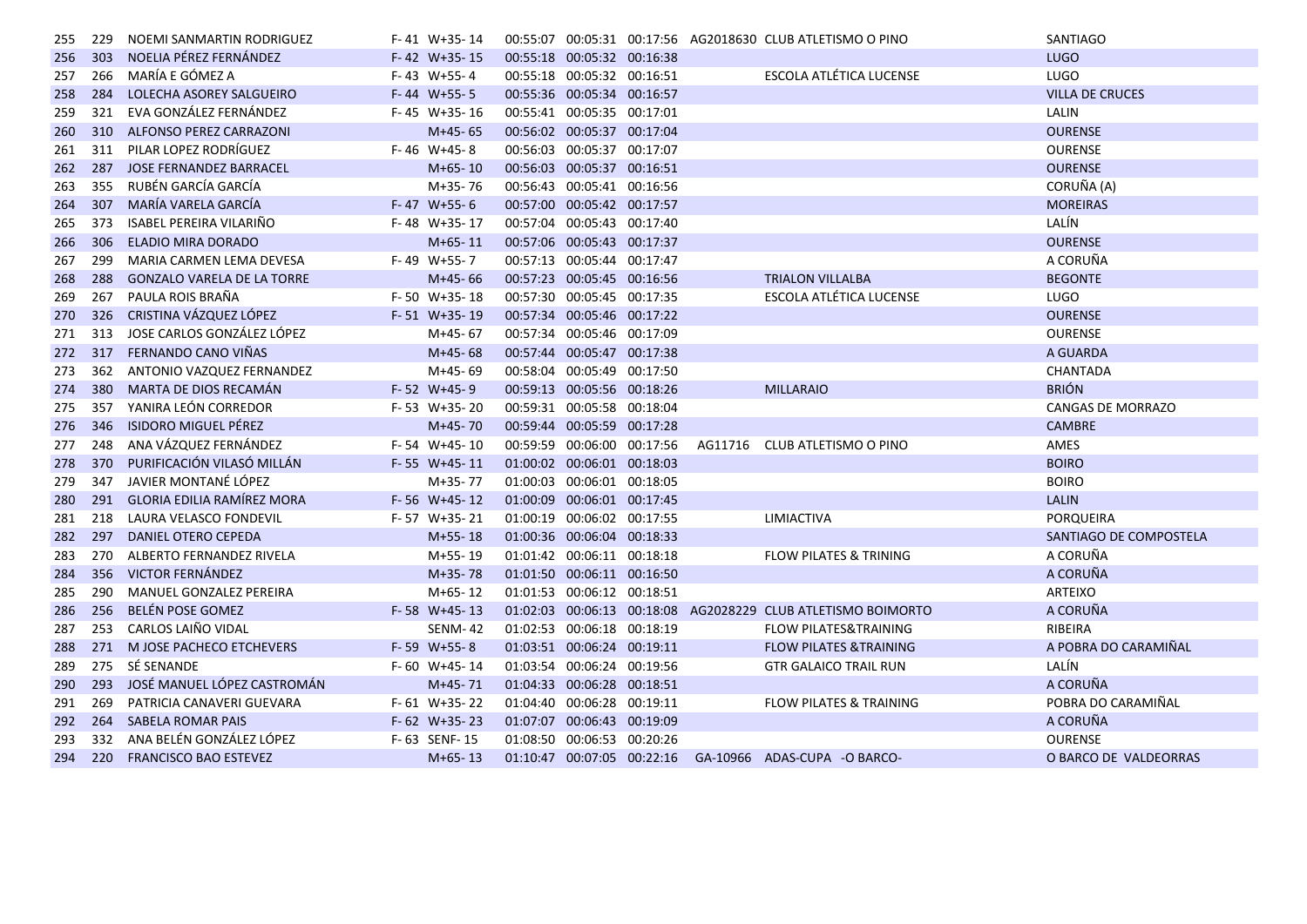| | | | | | | | | | | |
|---|---|---|---|---|---|---|---|---|---|---|
| 255 | 229 | NOEMI SANMARTIN RODRIGUEZ | F- 41 | W+35- 14 | 00:55:07 | 00:05:31 | 00:17:56 | AG2018630 | CLUB ATLETISMO O PINO | SANTIAGO |
| 256 | 303 | NOELIA PÉREZ FERNÁNDEZ | F- 42 | W+35- 15 | 00:55:18 | 00:05:32 | 00:16:38 | | | LUGO |
| 257 | 266 | MARÍA E GÓMEZ A | F- 43 | W+55- 4 | 00:55:18 | 00:05:32 | 00:16:51 | | ESCOLA ATLÉTICA LUCENSE | LUGO |
| 258 | 284 | LOLECHA ASOREY SALGUEIRO | F- 44 | W+55- 5 | 00:55:36 | 00:05:34 | 00:16:57 | | | VILLA DE CRUCES |
| 259 | 321 | EVA GONZÁLEZ FERNÁNDEZ | F- 45 | W+35- 16 | 00:55:41 | 00:05:35 | 00:17:01 | | | LALIN |
| 260 | 310 | ALFONSO PEREZ CARRAZONI | | M+45- 65 | 00:56:02 | 00:05:37 | 00:17:04 | | | OURENSE |
| 261 | 311 | PILAR LOPEZ RODRÍGUEZ | F- 46 | W+45- 8 | 00:56:03 | 00:05:37 | 00:17:07 | | | OURENSE |
| 262 | 287 | JOSE FERNANDEZ BARRACEL | | M+65- 10 | 00:56:03 | 00:05:37 | 00:16:51 | | | OURENSE |
| 263 | 355 | RUBÉN GARCÍA GARCÍA | | M+35- 76 | 00:56:43 | 00:05:41 | 00:16:56 | | | CORUÑA (A) |
| 264 | 307 | MARÍA VARELA GARCÍA | F- 47 | W+55- 6 | 00:57:00 | 00:05:42 | 00:17:57 | | | MOREIRAS |
| 265 | 373 | ISABEL PEREIRA VILARIÑO | F- 48 | W+35- 17 | 00:57:04 | 00:05:43 | 00:17:40 | | | LALÍN |
| 266 | 306 | ELADIO MIRA DORADO | | M+65- 11 | 00:57:06 | 00:05:43 | 00:17:37 | | | OURENSE |
| 267 | 299 | MARIA CARMEN LEMA DEVESA | F- 49 | W+55- 7 | 00:57:13 | 00:05:44 | 00:17:47 | | | A CORUÑA |
| 268 | 288 | GONZALO VARELA DE LA TORRE | | M+45- 66 | 00:57:23 | 00:05:45 | 00:16:56 | | TRIALON VILLALBA | BEGONTE |
| 269 | 267 | PAULA ROIS BRAÑA | F- 50 | W+35- 18 | 00:57:30 | 00:05:45 | 00:17:35 | | ESCOLA ATLÉTICA LUCENSE | LUGO |
| 270 | 326 | CRISTINA VÁZQUEZ LÓPEZ | F- 51 | W+35- 19 | 00:57:34 | 00:05:46 | 00:17:22 | | | OURENSE |
| 271 | 313 | JOSE CARLOS GONZÁLEZ LÓPEZ | | M+45- 67 | 00:57:34 | 00:05:46 | 00:17:09 | | | OURENSE |
| 272 | 317 | FERNANDO CANO VIÑAS | | M+45- 68 | 00:57:44 | 00:05:47 | 00:17:38 | | | A GUARDA |
| 273 | 362 | ANTONIO VAZQUEZ FERNANDEZ | | M+45- 69 | 00:58:04 | 00:05:49 | 00:17:50 | | | CHANTADA |
| 274 | 380 | MARTA DE DIOS RECAMÁN | F- 52 | W+45- 9 | 00:59:13 | 00:05:56 | 00:18:26 | | MILLARAIO | BRIÓN |
| 275 | 357 | YANIRA LEÓN CORREDOR | F- 53 | W+35- 20 | 00:59:31 | 00:05:58 | 00:18:04 | | | CANGAS DE MORRAZO |
| 276 | 346 | ISIDORO MIGUEL PÉREZ | | M+45- 70 | 00:59:44 | 00:05:59 | 00:17:28 | | | CAMBRE |
| 277 | 248 | ANA VÁZQUEZ FERNÁNDEZ | F- 54 | W+45- 10 | 00:59:59 | 00:06:00 | 00:17:56 | AG11716 | CLUB ATLETISMO O PINO | AMES |
| 278 | 370 | PURIFICACIÓN VILASÓ MILLÁN | F- 55 | W+45- 11 | 01:00:02 | 00:06:01 | 00:18:03 | | | BOIRO |
| 279 | 347 | JAVIER MONTANÉ LÓPEZ | | M+35- 77 | 01:00:03 | 00:06:01 | 00:18:05 | | | BOIRO |
| 280 | 291 | GLORIA EDILIA RAMÍREZ MORA | F- 56 | W+45- 12 | 01:00:09 | 00:06:01 | 00:17:45 | | | LALIN |
| 281 | 218 | LAURA VELASCO FONDEVIL | F- 57 | W+35- 21 | 01:00:19 | 00:06:02 | 00:17:55 | | LIMIACTIVA | PORQUEIRA |
| 282 | 297 | DANIEL OTERO CEPEDA | | M+55- 18 | 01:00:36 | 00:06:04 | 00:18:33 | | | SANTIAGO DE COMPOSTELA |
| 283 | 270 | ALBERTO FERNANDEZ RIVELA | | M+55- 19 | 01:01:42 | 00:06:11 | 00:18:18 | | FLOW PILATES & TRINING | A CORUÑA |
| 284 | 356 | VICTOR FERNÁNDEZ | | M+35- 78 | 01:01:50 | 00:06:11 | 00:16:50 | | | A CORUÑA |
| 285 | 290 | MANUEL GONZALEZ PEREIRA | | M+65- 12 | 01:01:53 | 00:06:12 | 00:18:51 | | | ARTEIXO |
| 286 | 256 | BELÉN POSE GOMEZ | F- 58 | W+45- 13 | 01:02:03 | 00:06:13 | 00:18:08 | AG2028229 | CLUB ATLETISMO BOIMORTO | A CORUÑA |
| 287 | 253 | CARLOS LAIÑO VIDAL | | SENM- 42 | 01:02:53 | 00:06:18 | 00:18:19 | | FLOW PILATES&TRAINING | RIBEIRA |
| 288 | 271 | M JOSE PACHECO ETCHEVERS | F- 59 | W+55- 8 | 01:03:51 | 00:06:24 | 00:19:11 | | FLOW PILATES &TRAINING | A POBRA DO CARAMIÑAL |
| 289 | 275 | SÉ SENANDE | F- 60 | W+45- 14 | 01:03:54 | 00:06:24 | 00:19:56 | | GTR GALAICO TRAIL RUN | LALÍN |
| 290 | 293 | JOSÉ MANUEL LÓPEZ CASTROMÁN | | M+45- 71 | 01:04:33 | 00:06:28 | 00:18:51 | | | A CORUÑA |
| 291 | 269 | PATRICIA CANAVERI GUEVARA | F- 61 | W+35- 22 | 01:04:40 | 00:06:28 | 00:19:11 | | FLOW PILATES & TRAINING | POBRA DO CARAMIÑAL |
| 292 | 264 | SABELA ROMAR PAIS | F- 62 | W+35- 23 | 01:07:07 | 00:06:43 | 00:19:09 | | | A CORUÑA |
| 293 | 332 | ANA BELÉN GONZÁLEZ LÓPEZ | F- 63 | SENF- 15 | 01:08:50 | 00:06:53 | 00:20:26 | | | OURENSE |
| 294 | 220 | FRANCISCO BAO ESTEVEZ | | M+65- 13 | 01:10:47 | 00:07:05 | 00:22:16 | GA-10966 | ADAS-CUPA -O BARCO- | O BARCO DE VALDEORRAS |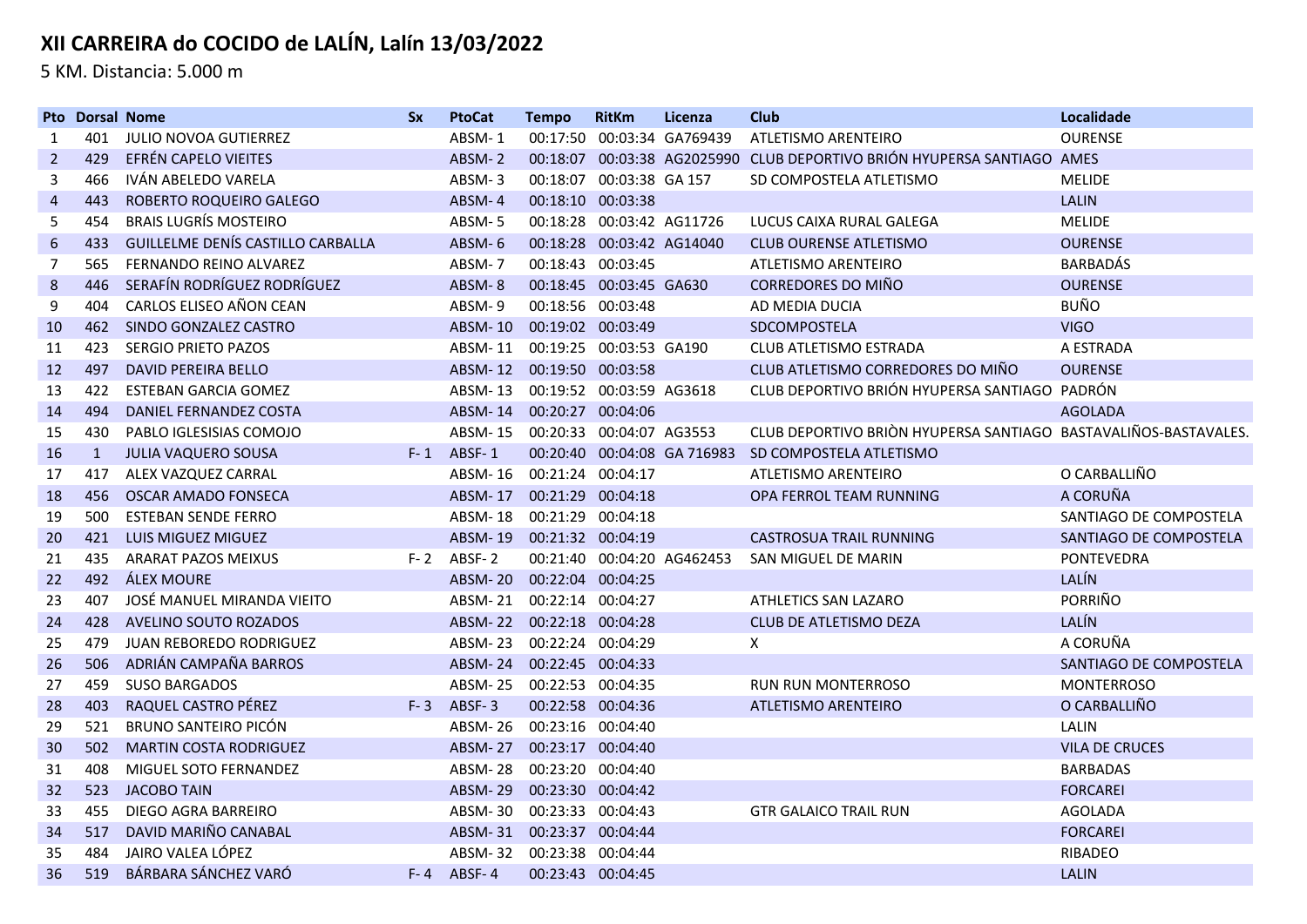# XII CARREIRA do COCIDO de LALÍN, Lalín 13/03/2022

5 KM. Distancia: 5.000 m

| Pto | Dorsal | Nome | Sx | PtoCat | Tempo | RitKm | Licenza | Club | Localidade |
|---|---|---|---|---|---|---|---|---|---|
| 1 | 401 | JULIO NOVOA GUTIERREZ | | ABSM- 1 | 00:17:50 | 00:03:34 | GA769439 | ATLETISMO ARENTEIRO | OURENSE |
| 2 | 429 | EFRÉN CAPELO VIEITES | | ABSM- 2 | 00:18:07 | 00:03:38 | AG2025990 | CLUB DEPORTIVO BRIÓN HYUPERSA SANTIAGO | AMES |
| 3 | 466 | IVÁN ABELEDO VARELA | | ABSM- 3 | 00:18:07 | 00:03:38 | GA 157 | SD COMPOSTELA ATLETISMO | MELIDE |
| 4 | 443 | ROBERTO ROQUEIRO GALEGO | | ABSM- 4 | 00:18:10 | 00:03:38 | | | LALIN |
| 5 | 454 | BRAIS LUGRÍS MOSTEIRO | | ABSM- 5 | 00:18:28 | 00:03:42 | AG11726 | LUCUS CAIXA RURAL GALEGA | MELIDE |
| 6 | 433 | GUILLELME DENÍS CASTILLO CARBALLA | | ABSM- 6 | 00:18:28 | 00:03:42 | AG14040 | CLUB OURENSE ATLETISMO | OURENSE |
| 7 | 565 | FERNANDO REINO ALVAREZ | | ABSM- 7 | 00:18:43 | 00:03:45 | | ATLETISMO ARENTEIRO | BARBADÁS |
| 8 | 446 | SERAFÍN RODRÍGUEZ RODRÍGUEZ | | ABSM- 8 | 00:18:45 | 00:03:45 | GA630 | CORREDORES DO MIÑO | OURENSE |
| 9 | 404 | CARLOS ELISEO AÑON CEAN | | ABSM- 9 | 00:18:56 | 00:03:48 | | AD MEDIA DUCIA | BUÑO |
| 10 | 462 | SINDO GONZALEZ CASTRO | | ABSM- 10 | 00:19:02 | 00:03:49 | | SDCOMPOSTELA | VIGO |
| 11 | 423 | SERGIO PRIETO PAZOS | | ABSM- 11 | 00:19:25 | 00:03:53 | GA190 | CLUB ATLETISMO ESTRADA | A ESTRADA |
| 12 | 497 | DAVID PEREIRA BELLO | | ABSM- 12 | 00:19:50 | 00:03:58 | | CLUB ATLETISMO CORREDORES DO MIÑO | OURENSE |
| 13 | 422 | ESTEBAN GARCIA GOMEZ | | ABSM- 13 | 00:19:52 | 00:03:59 | AG3618 | CLUB DEPORTIVO BRIÓN HYUPERSA SANTIAGO | PADRÓN |
| 14 | 494 | DANIEL FERNANDEZ COSTA | | ABSM- 14 | 00:20:27 | 00:04:06 | | | AGOLADA |
| 15 | 430 | PABLO IGLESISIAS COMOJO | | ABSM- 15 | 00:20:33 | 00:04:07 | AG3553 | CLUB DEPORTIVO BRIÒN HYUPERSA SANTIAGO | BASTAVALIÑOS-BASTAVALES. |
| 16 | 1 | JULIA VAQUERO SOUSA | F- 1 | ABSF- 1 | 00:20:40 | 00:04:08 | GA 716983 | SD COMPOSTELA ATLETISMO | |
| 17 | 417 | ALEX VAZQUEZ CARRAL | | ABSM- 16 | 00:21:24 | 00:04:17 | | ATLETISMO ARENTEIRO | O CARBALLIÑO |
| 18 | 456 | OSCAR AMADO FONSECA | | ABSM- 17 | 00:21:29 | 00:04:18 | | OPA FERROL TEAM RUNNING | A CORUÑA |
| 19 | 500 | ESTEBAN SENDE FERRO | | ABSM- 18 | 00:21:29 | 00:04:18 | | | SANTIAGO DE COMPOSTELA |
| 20 | 421 | LUIS MIGUEZ MIGUEZ | | ABSM- 19 | 00:21:32 | 00:04:19 | | CASTROSUA TRAIL RUNNING | SANTIAGO DE COMPOSTELA |
| 21 | 435 | ARARAT PAZOS MEIXUS | F- 2 | ABSF- 2 | 00:21:40 | 00:04:20 | AG462453 | SAN MIGUEL DE MARIN | PONTEVEDRA |
| 22 | 492 | ÁLEX MOURE | | ABSM- 20 | 00:22:04 | 00:04:25 | | | LALÍN |
| 23 | 407 | JOSÉ MANUEL MIRANDA VIEITO | | ABSM- 21 | 00:22:14 | 00:04:27 | | ATHLETICS SAN LAZARO | PORRIÑO |
| 24 | 428 | AVELINO SOUTO ROZADOS | | ABSM- 22 | 00:22:18 | 00:04:28 | | CLUB DE ATLETISMO DEZA | LALÍN |
| 25 | 479 | JUAN REBOREDO RODRIGUEZ | | ABSM- 23 | 00:22:24 | 00:04:29 | | X | A CORUÑA |
| 26 | 506 | ADRIÁN CAMPAÑA BARROS | | ABSM- 24 | 00:22:45 | 00:04:33 | | | SANTIAGO DE COMPOSTELA |
| 27 | 459 | SUSO BARGADOS | | ABSM- 25 | 00:22:53 | 00:04:35 | | RUN RUN MONTERROSO | MONTERROSO |
| 28 | 403 | RAQUEL CASTRO PÉREZ | F- 3 | ABSF- 3 | 00:22:58 | 00:04:36 | | ATLETISMO ARENTEIRO | O CARBALLIÑO |
| 29 | 521 | BRUNO SANTEIRO PICÓN | | ABSM- 26 | 00:23:16 | 00:04:40 | | | LALIN |
| 30 | 502 | MARTIN COSTA RODRIGUEZ | | ABSM- 27 | 00:23:17 | 00:04:40 | | | VILA DE CRUCES |
| 31 | 408 | MIGUEL SOTO FERNANDEZ | | ABSM- 28 | 00:23:20 | 00:04:40 | | | BARBADAS |
| 32 | 523 | JACOBO TAIN | | ABSM- 29 | 00:23:30 | 00:04:42 | | | FORCAREI |
| 33 | 455 | DIEGO AGRA BARREIRO | | ABSM- 30 | 00:23:33 | 00:04:43 | | GTR GALAICO TRAIL RUN | AGOLADA |
| 34 | 517 | DAVID MARIÑO CANABAL | | ABSM- 31 | 00:23:37 | 00:04:44 | | | FORCAREI |
| 35 | 484 | JAIRO VALEA LÓPEZ | | ABSM- 32 | 00:23:38 | 00:04:44 | | | RIBADEO |
| 36 | 519 | BÁRBARA SÁNCHEZ VARÓ | F- 4 | ABSF- 4 | 00:23:43 | 00:04:45 | | | LALIN |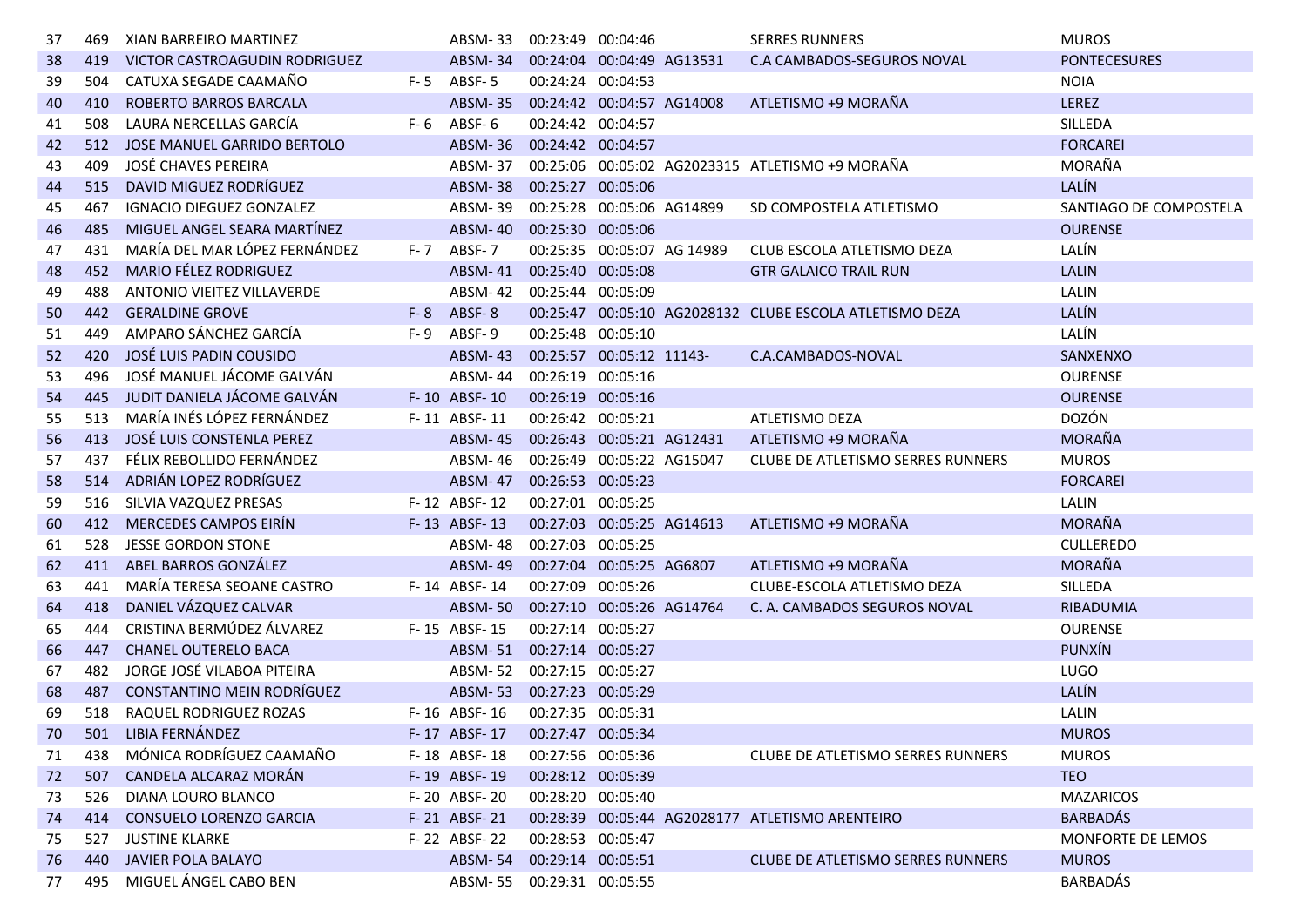| | | | | | | | | | |
|---|---|---|---|---|---|---|---|---|---|
| 37 | 469 | XIAN BARREIRO MARTINEZ | | ABSM- 33 | 00:23:49 | 00:04:46 | | SERRES RUNNERS | MUROS |
| 38 | 419 | VICTOR CASTROAGUDIN RODRIGUEZ | | ABSM- 34 | 00:24:04 | 00:04:49 | AG13531 | C.A CAMBADOS-SEGUROS NOVAL | PONTECESURES |
| 39 | 504 | CATUXA SEGADE CAAMAÑO | F- 5 | ABSF- 5 | 00:24:24 | 00:04:53 | | | NOIA |
| 40 | 410 | ROBERTO BARROS BARCALA | | ABSM- 35 | 00:24:42 | 00:04:57 | AG14008 | ATLETISMO +9 MORAÑA | LEREZ |
| 41 | 508 | LAURA NERCELLAS GARCÍA | F- 6 | ABSF- 6 | 00:24:42 | 00:04:57 | | | SILLEDA |
| 42 | 512 | JOSE MANUEL GARRIDO BERTOLO | | ABSM- 36 | 00:24:42 | 00:04:57 | | | FORCAREI |
| 43 | 409 | JOSÉ CHAVES PEREIRA | | ABSM- 37 | 00:25:06 | 00:05:02 | AG2023315 | ATLETISMO +9 MORAÑA | MORAÑA |
| 44 | 515 | DAVID MIGUEZ RODRÍGUEZ | | ABSM- 38 | 00:25:27 | 00:05:06 | | | LALÍN |
| 45 | 467 | IGNACIO DIEGUEZ GONZALEZ | | ABSM- 39 | 00:25:28 | 00:05:06 | AG14899 | SD COMPOSTELA ATLETISMO | SANTIAGO DE COMPOSTELA |
| 46 | 485 | MIGUEL ANGEL SEARA MARTÍNEZ | | ABSM- 40 | 00:25:30 | 00:05:06 | | | OURENSE |
| 47 | 431 | MARÍA DEL MAR LÓPEZ FERNÁNDEZ | F- 7 | ABSF- 7 | 00:25:35 | 00:05:07 | AG 14989 | CLUB ESCOLA ATLETISMO DEZA | LALÍN |
| 48 | 452 | MARIO FÉLEZ RODRIGUEZ | | ABSM- 41 | 00:25:40 | 00:05:08 | | GTR GALAICO TRAIL RUN | LALIN |
| 49 | 488 | ANTONIO VIEITEZ VILLAVERDE | | ABSM- 42 | 00:25:44 | 00:05:09 | | | LALIN |
| 50 | 442 | GERALDINE GROVE | F- 8 | ABSF- 8 | 00:25:47 | 00:05:10 | AG2028132 | CLUBE ESCOLA ATLETISMO DEZA | LALÍN |
| 51 | 449 | AMPARO SÁNCHEZ GARCÍA | F- 9 | ABSF- 9 | 00:25:48 | 00:05:10 | | | LALÍN |
| 52 | 420 | JOSÉ LUIS PADIN COUSIDO | | ABSM- 43 | 00:25:57 | 00:05:12 | 11143- | C.A.CAMBADOS-NOVAL | SANXENXO |
| 53 | 496 | JOSÉ MANUEL JÁCOME GALVÁN | | ABSM- 44 | 00:26:19 | 00:05:16 | | | OURENSE |
| 54 | 445 | JUDIT DANIELA JÁCOME GALVÁN | F- 10 | ABSF- 10 | 00:26:19 | 00:05:16 | | | OURENSE |
| 55 | 513 | MARÍA INÉS LÓPEZ FERNÁNDEZ | F- 11 | ABSF- 11 | 00:26:42 | 00:05:21 | | ATLETISMO DEZA | DOZÓN |
| 56 | 413 | JOSÉ LUIS CONSTENLA PEREZ | | ABSM- 45 | 00:26:43 | 00:05:21 | AG12431 | ATLETISMO +9 MORAÑA | MORAÑA |
| 57 | 437 | FÉLIX REBOLLIDO FERNÁNDEZ | | ABSM- 46 | 00:26:49 | 00:05:22 | AG15047 | CLUBE DE ATLETISMO SERRES RUNNERS | MUROS |
| 58 | 514 | ADRIÁN LOPEZ RODRÍGUEZ | | ABSM- 47 | 00:26:53 | 00:05:23 | | | FORCAREI |
| 59 | 516 | SILVIA VAZQUEZ PRESAS | F- 12 | ABSF- 12 | 00:27:01 | 00:05:25 | | | LALIN |
| 60 | 412 | MERCEDES CAMPOS EIRÍN | F- 13 | ABSF- 13 | 00:27:03 | 00:05:25 | AG14613 | ATLETISMO +9 MORAÑA | MORAÑA |
| 61 | 528 | JESSE GORDON STONE | | ABSM- 48 | 00:27:03 | 00:05:25 | | | CULLEREDO |
| 62 | 411 | ABEL BARROS GONZÁLEZ | | ABSM- 49 | 00:27:04 | 00:05:25 | AG6807 | ATLETISMO +9 MORAÑA | MORAÑA |
| 63 | 441 | MARÍA TERESA SEOANE CASTRO | F- 14 | ABSF- 14 | 00:27:09 | 00:05:26 | | CLUBE-ESCOLA ATLETISMO DEZA | SILLEDA |
| 64 | 418 | DANIEL VÁZQUEZ CALVAR | | ABSM- 50 | 00:27:10 | 00:05:26 | AG14764 | C. A. CAMBADOS SEGUROS NOVAL | RIBADUMIA |
| 65 | 444 | CRISTINA BERMÚDEZ ÁLVAREZ | F- 15 | ABSF- 15 | 00:27:14 | 00:05:27 | | | OURENSE |
| 66 | 447 | CHANEL OUTERELO BACA | | ABSM- 51 | 00:27:14 | 00:05:27 | | | PUNXÍN |
| 67 | 482 | JORGE JOSÉ VILABOA PITEIRA | | ABSM- 52 | 00:27:15 | 00:05:27 | | | LUGO |
| 68 | 487 | CONSTANTINO MEIN RODRÍGUEZ | | ABSM- 53 | 00:27:23 | 00:05:29 | | | LALÍN |
| 69 | 518 | RAQUEL RODRIGUEZ ROZAS | F- 16 | ABSF- 16 | 00:27:35 | 00:05:31 | | | LALIN |
| 70 | 501 | LIBIA FERNÁNDEZ | F- 17 | ABSF- 17 | 00:27:47 | 00:05:34 | | | MUROS |
| 71 | 438 | MÓNICA RODRÍGUEZ CAAMAÑO | F- 18 | ABSF- 18 | 00:27:56 | 00:05:36 | | CLUBE DE ATLETISMO SERRES RUNNERS | MUROS |
| 72 | 507 | CANDELA ALCARAZ MORÁN | F- 19 | ABSF- 19 | 00:28:12 | 00:05:39 | | | TEO |
| 73 | 526 | DIANA LOURO BLANCO | F- 20 | ABSF- 20 | 00:28:20 | 00:05:40 | | | MAZARICOS |
| 74 | 414 | CONSUELO LORENZO GARCIA | F- 21 | ABSF- 21 | 00:28:39 | 00:05:44 | AG2028177 | ATLETISMO ARENTEIRO | BARBADÁS |
| 75 | 527 | JUSTINE KLARKE | F- 22 | ABSF- 22 | 00:28:53 | 00:05:47 | | | MONFORTE DE LEMOS |
| 76 | 440 | JAVIER POLA BALAYO | | ABSM- 54 | 00:29:14 | 00:05:51 | | CLUBE DE ATLETISMO SERRES RUNNERS | MUROS |
| 77 | 495 | MIGUEL ÁNGEL CABO BEN | | ABSM- 55 | 00:29:31 | 00:05:55 | | | BARBADÁS |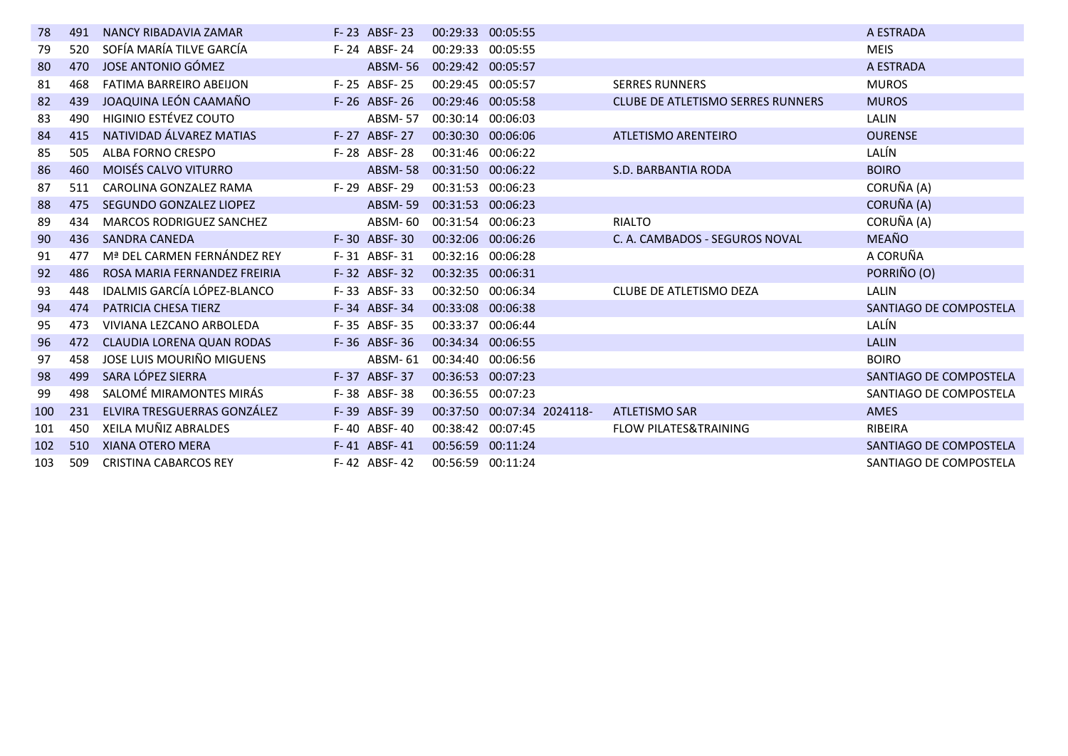| | | | | | | | | | |
|---|---|---|---|---|---|---|---|---|---|
| 78 | 491 | NANCY RIBADAVIA ZAMAR | F- 23 | ABSF- 23 | 00:29:33 | 00:05:55 | | | A ESTRADA |
| 79 | 520 | SOFÍA MARÍA TILVE GARCÍA | F- 24 | ABSF- 24 | 00:29:33 | 00:05:55 | | | MEIS |
| 80 | 470 | JOSE ANTONIO GÓMEZ | | ABSM- 56 | 00:29:42 | 00:05:57 | | | A ESTRADA |
| 81 | 468 | FATIMA BARREIRO ABEIJON | F- 25 | ABSF- 25 | 00:29:45 | 00:05:57 | | SERRES RUNNERS | MUROS |
| 82 | 439 | JOAQUINA LEÓN CAAMAÑO | F- 26 | ABSF- 26 | 00:29:46 | 00:05:58 | | CLUBE DE ATLETISMO SERRES RUNNERS | MUROS |
| 83 | 490 | HIGINIO ESTÉVEZ COUTO | | ABSM- 57 | 00:30:14 | 00:06:03 | | | LALIN |
| 84 | 415 | NATIVIDAD ÁLVAREZ MATIAS | F- 27 | ABSF- 27 | 00:30:30 | 00:06:06 | | ATLETISMO ARENTEIRO | OURENSE |
| 85 | 505 | ALBA FORNO CRESPO | F- 28 | ABSF- 28 | 00:31:46 | 00:06:22 | | | LALÍN |
| 86 | 460 | MOISÉS CALVO VITURRO | | ABSM- 58 | 00:31:50 | 00:06:22 | | S.D. BARBANTIA RODA | BOIRO |
| 87 | 511 | CAROLINA GONZALEZ RAMA | F- 29 | ABSF- 29 | 00:31:53 | 00:06:23 | | | CORUÑA (A) |
| 88 | 475 | SEGUNDO GONZALEZ LIOPEZ | | ABSM- 59 | 00:31:53 | 00:06:23 | | | CORUÑA (A) |
| 89 | 434 | MARCOS RODRIGUEZ SANCHEZ | | ABSM- 60 | 00:31:54 | 00:06:23 | | RIALTO | CORUÑA (A) |
| 90 | 436 | SANDRA CANEDA | F- 30 | ABSF- 30 | 00:32:06 | 00:06:26 | | C. A. CAMBADOS - SEGUROS NOVAL | MEAÑO |
| 91 | 477 | Mª DEL CARMEN FERNÁNDEZ REY | F- 31 | ABSF- 31 | 00:32:16 | 00:06:28 | | | A CORUÑA |
| 92 | 486 | ROSA MARIA FERNANDEZ FREIRIA | F- 32 | ABSF- 32 | 00:32:35 | 00:06:31 | | | PORRIÑO (O) |
| 93 | 448 | IDALMIS GARCÍA LÓPEZ-BLANCO | F- 33 | ABSF- 33 | 00:32:50 | 00:06:34 | | CLUBE DE ATLETISMO DEZA | LALIN |
| 94 | 474 | PATRICIA CHESA TIERZ | F- 34 | ABSF- 34 | 00:33:08 | 00:06:38 | | | SANTIAGO DE COMPOSTELA |
| 95 | 473 | VIVIANA LEZCANO ARBOLEDA | F- 35 | ABSF- 35 | 00:33:37 | 00:06:44 | | | LALÍN |
| 96 | 472 | CLAUDIA LORENA QUAN RODAS | F- 36 | ABSF- 36 | 00:34:34 | 00:06:55 | | | LALIN |
| 97 | 458 | JOSE LUIS MOURIÑO MIGUENS | | ABSM- 61 | 00:34:40 | 00:06:56 | | | BOIRO |
| 98 | 499 | SARA LÓPEZ SIERRA | F- 37 | ABSF- 37 | 00:36:53 | 00:07:23 | | | SANTIAGO DE COMPOSTELA |
| 99 | 498 | SALOMÉ MIRAMONTES MIRÁS | F- 38 | ABSF- 38 | 00:36:55 | 00:07:23 | | | SANTIAGO DE COMPOSTELA |
| 100 | 231 | ELVIRA TRESGUERRAS GONZÁLEZ | F- 39 | ABSF- 39 | 00:37:50 | 00:07:34 | 2024118- | ATLETISMO SAR | AMES |
| 101 | 450 | XEILA MUÑIZ ABRALDES | F- 40 | ABSF- 40 | 00:38:42 | 00:07:45 | | FLOW PILATES&TRAINING | RIBEIRA |
| 102 | 510 | XIANA OTERO MERA | F- 41 | ABSF- 41 | 00:56:59 | 00:11:24 | | | SANTIAGO DE COMPOSTELA |
| 103 | 509 | CRISTINA CABARCOS REY | F- 42 | ABSF- 42 | 00:56:59 | 00:11:24 | | | SANTIAGO DE COMPOSTELA |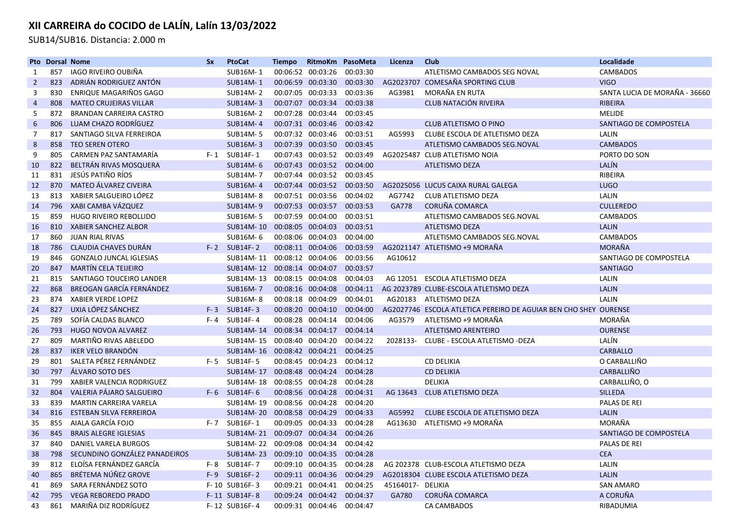# XII CARREIRA do COCIDO de LALÍN, Lalín 13/03/2022

SUB14/SUB16. Distancia: 2.000 m

| Pto | Dorsal | Nome | Sx | PtoCat | Tiempo | RitmoKm | PasoMeta | Licenza | Club | Localidade |
|---|---|---|---|---|---|---|---|---|---|---|
| 1 | 857 | IAGO RIVEIRO OUBIÑA | | SUB16M- 1 | 00:06:52 | 00:03:26 | 00:03:30 | | ATLETISMO CAMBADOS SEG NOVAL | CAMBADOS |
| 2 | 823 | ADRIÁN RODRIGUEZ ANTÓN | | SUB14M- 1 | 00:06:59 | 00:03:30 | 00:03:30 | AG2023707 | COMESAÑA SPORTING CLUB | VIGO |
| 3 | 830 | ENRIQUE MAGARIÑOS GAGO | | SUB14M- 2 | 00:07:05 | 00:03:33 | 00:03:36 | AG3981 | MORAÑA EN RUTA | SANTA LUCIA DE MORAÑA - 36660 |
| 4 | 808 | MATEO CRUJEIRAS VILLAR | | SUB14M- 3 | 00:07:07 | 00:03:34 | 00:03:38 | | CLUB NATACIÓN RIVEIRA | RIBEIRA |
| 5 | 872 | BRANDAN CARREIRA CASTRO | | SUB16M- 2 | 00:07:28 | 00:03:44 | 00:03:45 | | | MELIDE |
| 6 | 806 | LUAM CHAZO RODRÍGUEZ | | SUB14M- 4 | 00:07:31 | 00:03:46 | 00:03:42 | | CLUB ATLETISMO O PINO | SANTIAGO DE COMPOSTELA |
| 7 | 817 | SANTIAGO SILVA FERREIROA | | SUB14M- 5 | 00:07:32 | 00:03:46 | 00:03:51 | AG5993 | CLUBE ESCOLA DE ATLETISMO DEZA | LALIN |
| 8 | 858 | TEO SEREN OTERO | | SUB16M- 3 | 00:07:39 | 00:03:50 | 00:03:45 | | ATLETISMO CAMBADOS SEG.NOVAL | CAMBADOS |
| 9 | 805 | CARMEN PAZ SANTAMARÍA | F- 1 | SUB14F- 1 | 00:07:43 | 00:03:52 | 00:03:49 | AG2025487 | CLUB ATLETISMO NOIA | PORTO DO SON |
| 10 | 822 | BELTRÁN RIVAS MOSQUERA | | SUB14M- 6 | 00:07:43 | 00:03:52 | 00:04:00 | | ATLETISMO DEZA | LALÍN |
| 11 | 831 | JESÚS PATIÑO RÍOS | | SUB14M- 7 | 00:07:44 | 00:03:52 | 00:03:45 | | | RIBEIRA |
| 12 | 870 | MATEO ÁLVAREZ CIVEIRA | | SUB16M- 4 | 00:07:44 | 00:03:52 | 00:03:50 | AG2025056 | LUCUS CAIXA RURAL GALEGA | LUGO |
| 13 | 813 | XABIER SALGUEIRO LÓPEZ | | SUB14M- 8 | 00:07:51 | 00:03:56 | 00:04:02 | AG7742 | CLUB ATLETISMO DEZA | LALIN |
| 14 | 796 | XABI CAMBA VÁZQUEZ | | SUB14M- 9 | 00:07:53 | 00:03:57 | 00:03:53 | GA778 | CORUÑA COMARCA | CULLEREDO |
| 15 | 859 | HUGO RIVEIRO REBOLLIDO | | SUB16M- 5 | 00:07:59 | 00:04:00 | 00:03:51 | | ATLETISMO CAMBADOS SEG.NOVAL | CAMBADOS |
| 16 | 810 | XABIER SANCHEZ ALBOR | | SUB14M- 10 | 00:08:05 | 00:04:03 | 00:03:51 | | ATLETISMO DEZA | LALIN |
| 17 | 860 | JUAN RIAL RIVAS | | SUB16M- 6 | 00:08:06 | 00:04:03 | 00:04:00 | | ATLETISMO CAMBADOS SEG.NOVAL | CAMBADOS |
| 18 | 786 | CLAUDIA CHAVES DURÁN | F- 2 | SUB14F- 2 | 00:08:11 | 00:04:06 | 00:03:59 | AG2021147 | ATLETISMO +9 MORAÑA | MORAÑA |
| 19 | 846 | GONZALO JUNCAL IGLESIAS | | SUB14M- 11 | 00:08:12 | 00:04:06 | 00:03:56 | AG10612 | | SANTIAGO DE COMPOSTELA |
| 20 | 847 | MARTÍN CELA TEIJEIRO | | SUB14M- 12 | 00:08:14 | 00:04:07 | 00:03:57 | | | SANTIAGO |
| 21 | 815 | SANTIAGO TOUCEIRO LANDER | | SUB14M- 13 | 00:08:15 | 00:04:08 | 00:04:03 | AG 12051 | ESCOLA ATLETISMO DEZA | LALIN |
| 22 | 868 | BREOGAN GARCÍA FERNÁNDEZ | | SUB16M- 7 | 00:08:16 | 00:04:08 | 00:04:11 | AG 2023789 | CLUBE-ESCOLA ATLETISMO DEZA | LALIN |
| 23 | 874 | XABIER VERDE LOPEZ | | SUB16M- 8 | 00:08:18 | 00:04:09 | 00:04:01 | AG20183 | ATLETISMO DEZA | LALIN |
| 24 | 827 | UXIA LÓPEZ SÁNCHEZ | F- 3 | SUB14F- 3 | 00:08:20 | 00:04:10 | 00:04:00 | AG2027746 | ESCOLA ATLETICA PEREIRO DE AGUIAR BEN CHO SHEY | OURENSE |
| 25 | 789 | SOFÍA CALDAS BLANCO | F- 4 | SUB14F- 4 | 00:08:28 | 00:04:14 | 00:04:06 | AG3579 | ATLETISMO +9 MORAÑA | MORAÑA |
| 26 | 793 | HUGO NOVOA ALVAREZ | | SUB14M- 14 | 00:08:34 | 00:04:17 | 00:04:14 | | ATLETISMO ARENTEIRO | OURENSE |
| 27 | 809 | MARTIÑO RIVAS ABELEDO | | SUB14M- 15 | 00:08:40 | 00:04:20 | 00:04:22 | 2028133- | CLUBE - ESCOLA ATLETISMO -DEZA | LALÍN |
| 28 | 837 | IKER VELO BRANDÓN | | SUB14M- 16 | 00:08:42 | 00:04:21 | 00:04:25 | | | CARBALLO |
| 29 | 801 | SALETA PÉREZ FERNÁNDEZ | F- 5 | SUB14F- 5 | 00:08:45 | 00:04:23 | 00:04:12 | | CD DELIKIA | O CARBALLIÑO |
| 30 | 797 | ÁLVARO SOTO DES | | SUB14M- 17 | 00:08:48 | 00:04:24 | 00:04:28 | | CD DELIKIA | CARBALLIÑO |
| 31 | 799 | XABIER VALENCIA RODRIGUEZ | | SUB14M- 18 | 00:08:55 | 00:04:28 | 00:04:28 | | DELIKIA | CARBALLIÑO, O |
| 32 | 804 | VALERIA PÁJARO SALGUEIRO | F- 6 | SUB14F- 6 | 00:08:56 | 00:04:28 | 00:04:31 | AG 13643 | CLUB ATLETISMO DEZA | SILLEDA |
| 33 | 839 | MARTIN CARREIRA VARELA | | SUB14M- 19 | 00:08:56 | 00:04:28 | 00:04:20 | | | PALAS DE REI |
| 34 | 816 | ESTEBAN SILVA FERREIROA | | SUB14M- 20 | 00:08:58 | 00:04:29 | 00:04:33 | AG5992 | CLUBE ESCOLA DE ATLETISMO DEZA | LALIN |
| 35 | 855 | AIALA GARCÍA FOJO | F- 7 | SUB16F- 1 | 00:09:05 | 00:04:33 | 00:04:28 | AG13630 | ATLETISMO +9 MORAÑA | MORAÑA |
| 36 | 845 | BRAIS ALEGRE IGLESIAS | | SUB14M- 21 | 00:09:07 | 00:04:34 | 00:04:26 | | | SANTIAGO DE COMPOSTELA |
| 37 | 840 | DANIEL VARELA BURGOS | | SUB14M- 22 | 00:09:08 | 00:04:34 | 00:04:42 | | | PALAS DE REI |
| 38 | 798 | SECUNDINO GONZÁLEZ PANADEIROS | | SUB14M- 23 | 00:09:10 | 00:04:35 | 00:04:28 | | | CEA |
| 39 | 812 | ELOÍSA FERNÁNDEZ GARCÍA | F- 8 | SUB14F- 7 | 00:09:10 | 00:04:35 | 00:04:28 | AG 202378 | CLUB-ESCOLA ATLETISMO DEZA | LALIN |
| 40 | 865 | BRÉTEMA NÚÑEZ GROVE | F- 9 | SUB16F- 2 | 00:09:11 | 00:04:36 | 00:04:29 | AG2018304 | CLUBE ESCOLA ATLETISMO DEZA | LALIN |
| 41 | 869 | SARA FERNÁNDEZ SOTO | F- 10 | SUB16F- 3 | 00:09:21 | 00:04:41 | 00:04:25 | 45164017- | DELIKIA | SAN AMARO |
| 42 | 795 | VEGA REBOREDO PRADO | F- 11 | SUB14F- 8 | 00:09:24 | 00:04:42 | 00:04:37 | GA780 | CORUÑA COMARCA | A CORUÑA |
| 43 | 861 | MARIÑA DIZ RODRÍGUEZ | F- 12 | SUB16F- 4 | 00:09:31 | 00:04:46 | 00:04:47 | | CA CAMBADOS | RIBADUMIA |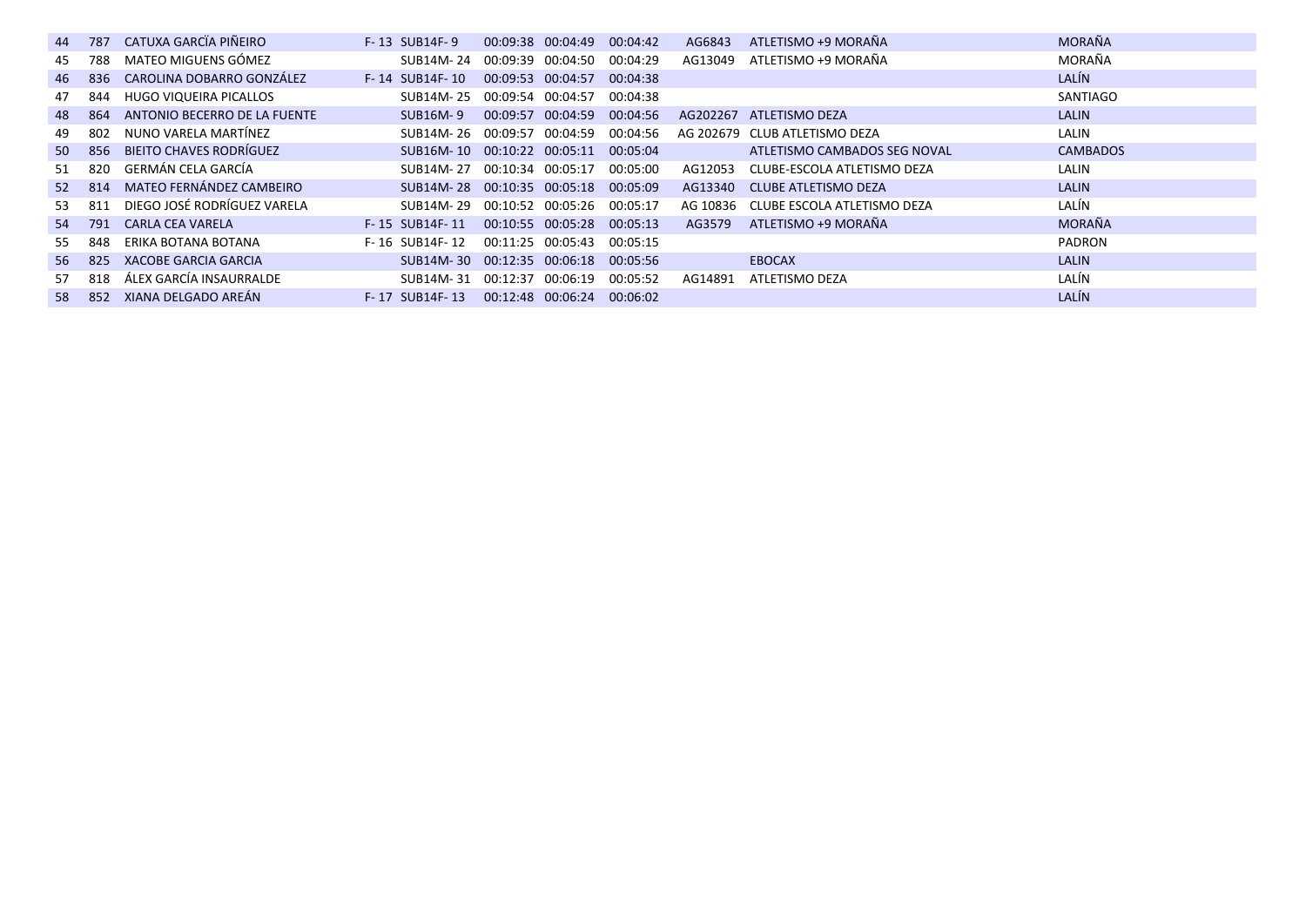| | | | | | | | | | | |
|---|---|---|---|---|---|---|---|---|---|---|
| 44 | 787 | CATUXA GARCÏA PIÑEIRO | F- 13 | SUB14F- 9 | 00:09:38 | 00:04:49 | 00:04:42 | AG6843 | ATLETISMO +9 MORAÑA | MORAÑA |
| 45 | 788 | MATEO MIGUENS GÓMEZ | | SUB14M- 24 | 00:09:39 | 00:04:50 | 00:04:29 | AG13049 | ATLETISMO +9 MORAÑA | MORAÑA |
| 46 | 836 | CAROLINA DOBARRO GONZÁLEZ | F- 14 | SUB14F- 10 | 00:09:53 | 00:04:57 | 00:04:38 | | | LALÍN |
| 47 | 844 | HUGO VIQUEIRA PICALLOS | | SUB14M- 25 | 00:09:54 | 00:04:57 | 00:04:38 | | | SANTIAGO |
| 48 | 864 | ANTONIO BECERRO DE LA FUENTE | | SUB16M- 9 | 00:09:57 | 00:04:59 | 00:04:56 | AG202267 | ATLETISMO DEZA | LALIN |
| 49 | 802 | NUNO VARELA MARTÍNEZ | | SUB14M- 26 | 00:09:57 | 00:04:59 | 00:04:56 | AG 202679 | CLUB ATLETISMO DEZA | LALIN |
| 50 | 856 | BIEITO CHAVES RODRÍGUEZ | | SUB16M- 10 | 00:10:22 | 00:05:11 | 00:05:04 | | ATLETISMO CAMBADOS SEG NOVAL | CAMBADOS |
| 51 | 820 | GERMÁN CELA GARCÍA | | SUB14M- 27 | 00:10:34 | 00:05:17 | 00:05:00 | AG12053 | CLUBE-ESCOLA ATLETISMO DEZA | LALIN |
| 52 | 814 | MATEO FERNÁNDEZ CAMBEIRO | | SUB14M- 28 | 00:10:35 | 00:05:18 | 00:05:09 | AG13340 | CLUBE ATLETISMO DEZA | LALIN |
| 53 | 811 | DIEGO JOSÉ RODRÍGUEZ VARELA | | SUB14M- 29 | 00:10:52 | 00:05:26 | 00:05:17 | AG 10836 | CLUBE ESCOLA ATLETISMO DEZA | LALÍN |
| 54 | 791 | CARLA CEA VARELA | F- 15 | SUB14F- 11 | 00:10:55 | 00:05:28 | 00:05:13 | AG3579 | ATLETISMO +9 MORAÑA | MORAÑA |
| 55 | 848 | ERIKA BOTANA BOTANA | F- 16 | SUB14F- 12 | 00:11:25 | 00:05:43 | 00:05:15 | | | PADRON |
| 56 | 825 | XACOBE GARCIA GARCIA | | SUB14M- 30 | 00:12:35 | 00:06:18 | 00:05:56 | | EBOCAX | LALIN |
| 57 | 818 | ÁLEX GARCÍA INSAURRALDE | | SUB14M- 31 | 00:12:37 | 00:06:19 | 00:05:52 | AG14891 | ATLETISMO DEZA | LALÍN |
| 58 | 852 | XIANA DELGADO AREÁN | F- 17 | SUB14F- 13 | 00:12:48 | 00:06:24 | 00:06:02 | | | LALÍN |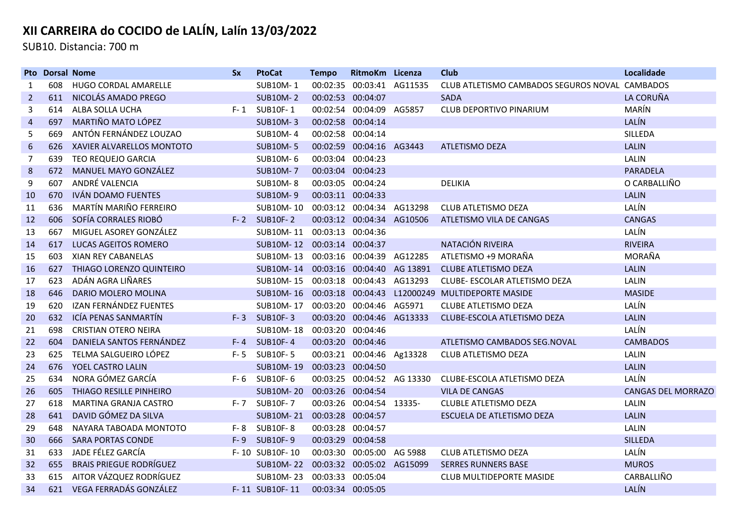# XII CARREIRA do COCIDO de LALÍN, Lalín 13/03/2022

SUB10. Distancia: 700 m

| Pto | Dorsal | Nome | Sx | PtoCat | Tempo | RitmoKm | Licenza | Club | Localidade |
|---|---|---|---|---|---|---|---|---|---|
| 1 | 608 | HUGO CORDAL AMARELLE | | SUB10M- 1 | 00:02:35 | 00:03:41 | AG11535 | CLUB ATLETISMO CAMBADOS SEGUROS NOVAL | CAMBADOS |
| 2 | 611 | NICOLÁS AMADO PREGO | | SUB10M- 2 | 00:02:53 | 00:04:07 | | SADA | LA CORUÑA |
| 3 | 614 | ALBA SOLLA UCHA | F- 1 | SUB10F- 1 | 00:02:54 | 00:04:09 | AG5857 | CLUB DEPORTIVO PINARIUM | MARÍN |
| 4 | 697 | MARTIÑO MATO LÓPEZ | | SUB10M- 3 | 00:02:58 | 00:04:14 | | | LALÍN |
| 5 | 669 | ANTÓN FERNÁNDEZ LOUZAO | | SUB10M- 4 | 00:02:58 | 00:04:14 | | | SILLEDA |
| 6 | 626 | XAVIER ALVARELLOS MONTOTO | | SUB10M- 5 | 00:02:59 | 00:04:16 | AG3443 | ATLETISMO DEZA | LALIN |
| 7 | 639 | TEO REQUEJO GARCIA | | SUB10M- 6 | 00:03:04 | 00:04:23 | | | LALIN |
| 8 | 672 | MANUEL MAYO GONZÁLEZ | | SUB10M- 7 | 00:03:04 | 00:04:23 | | | PARADELA |
| 9 | 607 | ANDRÉ VALENCIA | | SUB10M- 8 | 00:03:05 | 00:04:24 | | DELIKIA | O CARBALLIÑO |
| 10 | 670 | IVÁN DOAMO FUENTES | | SUB10M- 9 | 00:03:11 | 00:04:33 | | | LALIN |
| 11 | 636 | MARTÍN MARIÑO FERREIRO | | SUB10M- 10 | 00:03:12 | 00:04:34 | AG13298 | CLUB ATLETISMO DEZA | LALÍN |
| 12 | 606 | SOFÍA CORRALES RIOBÓ | F- 2 | SUB10F- 2 | 00:03:12 | 00:04:34 | AG10506 | ATLETISMO VILA DE CANGAS | CANGAS |
| 13 | 667 | MIGUEL ASOREY GONZÁLEZ | | SUB10M- 11 | 00:03:13 | 00:04:36 | | | LALÍN |
| 14 | 617 | LUCAS AGEITOS ROMERO | | SUB10M- 12 | 00:03:14 | 00:04:37 | | NATACIÓN RIVEIRA | RIVEIRA |
| 15 | 603 | XIAN REY CABANELAS | | SUB10M- 13 | 00:03:16 | 00:04:39 | AG12285 | ATLETISMO +9 MORAÑA | MORAÑA |
| 16 | 627 | THIAGO LORENZO QUINTEIRO | | SUB10M- 14 | 00:03:16 | 00:04:40 | AG 13891 | CLUBE ATLETISMO DEZA | LALIN |
| 17 | 623 | ADÁN AGRA LIÑARES | | SUB10M- 15 | 00:03:18 | 00:04:43 | AG13293 | CLUBE- ESCOLAR ATLETISMO DEZA | LALIN |
| 18 | 646 | DARIO MOLERO MOLINA | | SUB10M- 16 | 00:03:18 | 00:04:43 | L12000249 | MULTIDEPORTE MASIDE | MASIDE |
| 19 | 620 | IZAN FERNÁNDEZ FUENTES | | SUB10M- 17 | 00:03:20 | 00:04:46 | AG5971 | CLUBE ATLETISMO DEZA | LALÍN |
| 20 | 632 | ICÍA PENAS SANMARTÍN | F- 3 | SUB10F- 3 | 00:03:20 | 00:04:46 | AG13333 | CLUBE-ESCOLA ATLETISMO DEZA | LALIN |
| 21 | 698 | CRISTIAN OTERO NEIRA | | SUB10M- 18 | 00:03:20 | 00:04:46 | | | LALÍN |
| 22 | 604 | DANIELA SANTOS FERNÁNDEZ | F- 4 | SUB10F- 4 | 00:03:20 | 00:04:46 | | ATLETISMO CAMBADOS SEG.NOVAL | CAMBADOS |
| 23 | 625 | TELMA SALGUEIRO LÓPEZ | F- 5 | SUB10F- 5 | 00:03:21 | 00:04:46 | Ag13328 | CLUB ATLETISMO DEZA | LALIN |
| 24 | 676 | YOEL CASTRO LALIN | | SUB10M- 19 | 00:03:23 | 00:04:50 | | | LALIN |
| 25 | 634 | NORA GÓMEZ GARCÍA | F- 6 | SUB10F- 6 | 00:03:25 | 00:04:52 | AG 13330 | CLUBE-ESCOLA ATLETISMO DEZA | LALÍN |
| 26 | 605 | THIAGO RESILLE PINHEIRO | | SUB10M- 20 | 00:03:26 | 00:04:54 | | VILA DE CANGAS | CANGAS DEL MORRAZO |
| 27 | 618 | MARTINA GRANJA CASTRO | F- 7 | SUB10F- 7 | 00:03:26 | 00:04:54 | 13335- | CLUBLE ATLETISMO DEZA | LALIN |
| 28 | 641 | DAVID GÓMEZ DA SILVA | | SUB10M- 21 | 00:03:28 | 00:04:57 | | ESCUELA DE ATLETISMO DEZA | LALIN |
| 29 | 648 | NAYARA TABOADA MONTOTO | F- 8 | SUB10F- 8 | 00:03:28 | 00:04:57 | | | LALIN |
| 30 | 666 | SARA PORTAS CONDE | F- 9 | SUB10F- 9 | 00:03:29 | 00:04:58 | | | SILLEDA |
| 31 | 633 | JADE FÉLEZ GARCÍA | F- 10 | SUB10F- 10 | 00:03:30 | 00:05:00 | AG 5988 | CLUB ATLETISMO DEZA | LALÍN |
| 32 | 655 | BRAIS PRIEGUE RODRÍGUEZ | | SUB10M- 22 | 00:03:32 | 00:05:02 | AG15099 | SERRES RUNNERS BASE | MUROS |
| 33 | 615 | AITOR VÁZQUEZ RODRÍGUEZ | | SUB10M- 23 | 00:03:33 | 00:05:04 | | CLUB MULTIDEPORTE MASIDE | CARBALLIÑO |
| 34 | 621 | VEGA FERRADÁS GONZÁLEZ | F- 11 | SUB10F- 11 | 00:03:34 | 00:05:05 | | | LALÍN |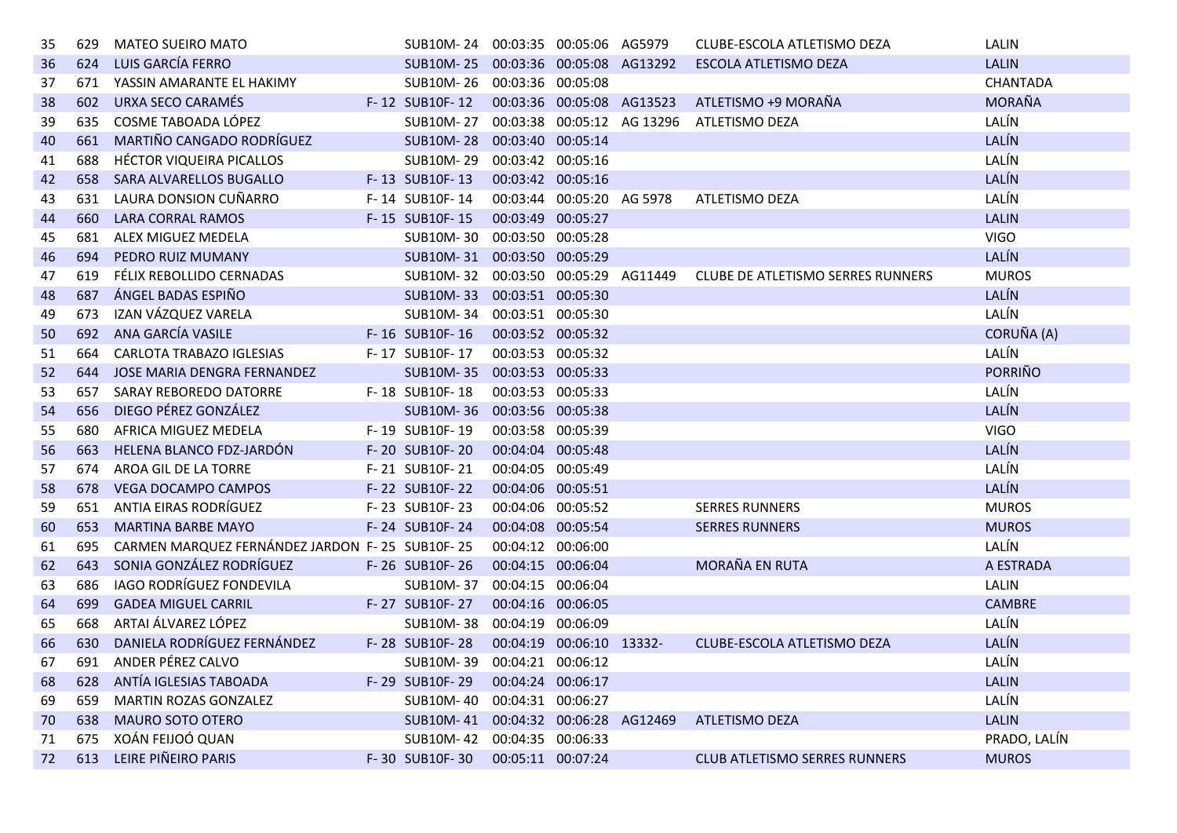| | | | | | | | | | |
|---|---|---|---|---|---|---|---|---|---|
| 35 | 629 | MATEO SUEIRO MATO | | SUB10M- 24 | 00:03:35 | 00:05:06 | AG5979 | CLUBE-ESCOLA ATLETISMO DEZA | LALIN |
| 36 | 624 | LUIS GARCÍA FERRO | | SUB10M- 25 | 00:03:36 | 00:05:08 | AG13292 | ESCOLA ATLETISMO DEZA | LALIN |
| 37 | 671 | YASSIN AMARANTE EL HAKIMY | | SUB10M- 26 | 00:03:36 | 00:05:08 | | | CHANTADA |
| 38 | 602 | URXA SECO CARAMÉS | F- 12 | SUB10F- 12 | 00:03:36 | 00:05:08 | AG13523 | ATLETISMO +9 MORAÑA | MORAÑA |
| 39 | 635 | COSME TABOADA LÓPEZ | | SUB10M- 27 | 00:03:38 | 00:05:12 | AG 13296 | ATLETISMO DEZA | LALÍN |
| 40 | 661 | MARTIÑO CANGADO RODRÍGUEZ | | SUB10M- 28 | 00:03:40 | 00:05:14 | | | LALÍN |
| 41 | 688 | HÉCTOR VIQUEIRA PICALLOS | | SUB10M- 29 | 00:03:42 | 00:05:16 | | | LALÍN |
| 42 | 658 | SARA ALVARELLOS BUGALLO | F- 13 | SUB10F- 13 | 00:03:42 | 00:05:16 | | | LALÍN |
| 43 | 631 | LAURA DONSION CUÑARRO | F- 14 | SUB10F- 14 | 00:03:44 | 00:05:20 | AG 5978 | ATLETISMO DEZA | LALÍN |
| 44 | 660 | LARA CORRAL RAMOS | F- 15 | SUB10F- 15 | 00:03:49 | 00:05:27 | | | LALIN |
| 45 | 681 | ALEX MIGUEZ MEDELA | | SUB10M- 30 | 00:03:50 | 00:05:28 | | | VIGO |
| 46 | 694 | PEDRO RUIZ MUMANY | | SUB10M- 31 | 00:03:50 | 00:05:29 | | | LALÍN |
| 47 | 619 | FÉLIX REBOLLIDO CERNADAS | | SUB10M- 32 | 00:03:50 | 00:05:29 | AG11449 | CLUBE DE ATLETISMO SERRES RUNNERS | MUROS |
| 48 | 687 | ÁNGEL BADAS ESPIÑO | | SUB10M- 33 | 00:03:51 | 00:05:30 | | | LALÍN |
| 49 | 673 | IZAN VÁZQUEZ VARELA | | SUB10M- 34 | 00:03:51 | 00:05:30 | | | LALÍN |
| 50 | 692 | ANA GARCÍA VASILE | F- 16 | SUB10F- 16 | 00:03:52 | 00:05:32 | | | CORUÑA (A) |
| 51 | 664 | CARLOTA TRABAZO IGLESIAS | F- 17 | SUB10F- 17 | 00:03:53 | 00:05:32 | | | LALÍN |
| 52 | 644 | JOSE MARIA DENGRA FERNANDEZ | | SUB10M- 35 | 00:03:53 | 00:05:33 | | | PORRIÑO |
| 53 | 657 | SARAY REBOREDO DATORRE | F- 18 | SUB10F- 18 | 00:03:53 | 00:05:33 | | | LALÍN |
| 54 | 656 | DIEGO PÉREZ GONZÁLEZ | | SUB10M- 36 | 00:03:56 | 00:05:38 | | | LALÍN |
| 55 | 680 | AFRICA MIGUEZ MEDELA | F- 19 | SUB10F- 19 | 00:03:58 | 00:05:39 | | | VIGO |
| 56 | 663 | HELENA BLANCO FDZ-JARDÓN | F- 20 | SUB10F- 20 | 00:04:04 | 00:05:48 | | | LALÍN |
| 57 | 674 | AROA GIL DE LA TORRE | F- 21 | SUB10F- 21 | 00:04:05 | 00:05:49 | | | LALÍN |
| 58 | 678 | VEGA DOCAMPO CAMPOS | F- 22 | SUB10F- 22 | 00:04:06 | 00:05:51 | | | LALÍN |
| 59 | 651 | ANTIA EIRAS RODRÍGUEZ | F- 23 | SUB10F- 23 | 00:04:06 | 00:05:52 | | SERRES RUNNERS | MUROS |
| 60 | 653 | MARTINA BARBE MAYO | F- 24 | SUB10F- 24 | 00:04:08 | 00:05:54 | | SERRES RUNNERS | MUROS |
| 61 | 695 | CARMEN MARQUEZ FERNÁNDEZ JARDON | F- 25 | SUB10F- 25 | 00:04:12 | 00:06:00 | | | LALÍN |
| 62 | 643 | SONIA GONZÁLEZ RODRÍGUEZ | F- 26 | SUB10F- 26 | 00:04:15 | 00:06:04 | | MORAÑA EN RUTA | A ESTRADA |
| 63 | 686 | IAGO RODRÍGUEZ FONDEVILA | | SUB10M- 37 | 00:04:15 | 00:06:04 | | | LALIN |
| 64 | 699 | GADEA MIGUEL CARRIL | F- 27 | SUB10F- 27 | 00:04:16 | 00:06:05 | | | CAMBRE |
| 65 | 668 | ARTAI ÁLVAREZ LÓPEZ | | SUB10M- 38 | 00:04:19 | 00:06:09 | | | LALÍN |
| 66 | 630 | DANIELA RODRÍGUEZ FERNÁNDEZ | F- 28 | SUB10F- 28 | 00:04:19 | 00:06:10 | 13332- | CLUBE-ESCOLA ATLETISMO DEZA | LALÍN |
| 67 | 691 | ANDER PÉREZ CALVO | | SUB10M- 39 | 00:04:21 | 00:06:12 | | | LALÍN |
| 68 | 628 | ANTÍA IGLESIAS TABOADA | F- 29 | SUB10F- 29 | 00:04:24 | 00:06:17 | | | LALIN |
| 69 | 659 | MARTIN ROZAS GONZALEZ | | SUB10M- 40 | 00:04:31 | 00:06:27 | | | LALÍN |
| 70 | 638 | MAURO SOTO OTERO | | SUB10M- 41 | 00:04:32 | 00:06:28 | AG12469 | ATLETISMO DEZA | LALIN |
| 71 | 675 | XOÁN FEIJOÓ QUAN | | SUB10M- 42 | 00:04:35 | 00:06:33 | | | PRADO, LALÍN |
| 72 | 613 | LEIRE PIÑEIRO PARIS | F- 30 | SUB10F- 30 | 00:05:11 | 00:07:24 | | CLUB ATLETISMO SERRES RUNNERS | MUROS |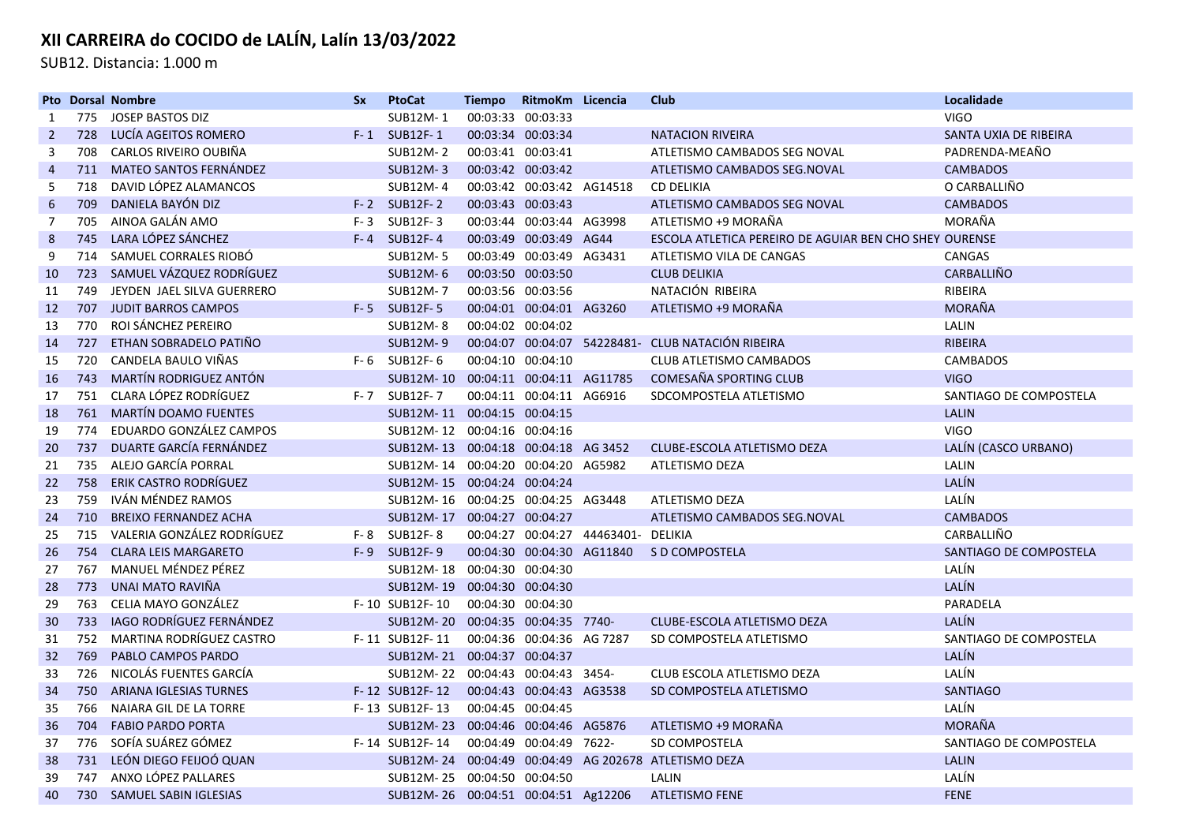# XII CARREIRA do COCIDO de LALÍN, Lalín 13/03/2022

SUB12. Distancia: 1.000 m

| Pto | Dorsal | Nombre | Sx | PtoCat | Tiempo | RitmoKm | Licencia | Club | Localidade |
|---|---|---|---|---|---|---|---|---|---|
| 1 | 775 | JOSEP BASTOS DIZ | | SUB12M- 1 | 00:03:33 | 00:03:33 | | | VIGO |
| 2 | 728 | LUCÍA AGEITOS ROMERO | F- 1 | SUB12F- 1 | 00:03:34 | 00:03:34 | | NATACION RIVEIRA | SANTA UXIA DE RIBEIRA |
| 3 | 708 | CARLOS RIVEIRO OUBIÑA | | SUB12M- 2 | 00:03:41 | 00:03:41 | | ATLETISMO CAMBADOS SEG NOVAL | PADRENDA-MEAÑO |
| 4 | 711 | MATEO SANTOS FERNÁNDEZ | | SUB12M- 3 | 00:03:42 | 00:03:42 | | ATLETISMO CAMBADOS SEG.NOVAL | CAMBADOS |
| 5 | 718 | DAVID LÓPEZ ALAMANCOS | | SUB12M- 4 | 00:03:42 | 00:03:42 | AG14518 | CD DELIKIA | O CARBALLIÑO |
| 6 | 709 | DANIELA BAYÓN DIZ | F- 2 | SUB12F- 2 | 00:03:43 | 00:03:43 | | ATLETISMO CAMBADOS SEG NOVAL | CAMBADOS |
| 7 | 705 | AINOA GALÁN AMO | F- 3 | SUB12F- 3 | 00:03:44 | 00:03:44 | AG3998 | ATLETISMO +9 MORAÑA | MORAÑA |
| 8 | 745 | LARA LÓPEZ SÁNCHEZ | F- 4 | SUB12F- 4 | 00:03:49 | 00:03:49 | AG44 | ESCOLA ATLETICA PEREIRO DE AGUIAR BEN CHO SHEY | OURENSE |
| 9 | 714 | SAMUEL CORRALES RIOBÓ | | SUB12M- 5 | 00:03:49 | 00:03:49 | AG3431 | ATLETISMO VILA DE CANGAS | CANGAS |
| 10 | 723 | SAMUEL VÁZQUEZ RODRÍGUEZ | | SUB12M- 6 | 00:03:50 | 00:03:50 | | CLUB DELIKIA | CARBALLIÑO |
| 11 | 749 | JEYDEN JAEL SILVA GUERRERO | | SUB12M- 7 | 00:03:56 | 00:03:56 | | NATACIÓN RIBEIRA | RIBEIRA |
| 12 | 707 | JUDIT BARROS CAMPOS | F- 5 | SUB12F- 5 | 00:04:01 | 00:04:01 | AG3260 | ATLETISMO +9 MORAÑA | MORAÑA |
| 13 | 770 | ROI SÁNCHEZ PEREIRO | | SUB12M- 8 | 00:04:02 | 00:04:02 | | | LALIN |
| 14 | 727 | ETHAN SOBRADELO PATIÑO | | SUB12M- 9 | 00:04:07 | 00:04:07 | 54228481- | CLUB NATACIÓN RIBEIRA | RIBEIRA |
| 15 | 720 | CANDELA BAULO VIÑAS | F- 6 | SUB12F- 6 | 00:04:10 | 00:04:10 | | CLUB ATLETISMO CAMBADOS | CAMBADOS |
| 16 | 743 | MARTÍN RODRIGUEZ ANTÓN | | SUB12M- 10 | 00:04:11 | 00:04:11 | AG11785 | COMESAÑA SPORTING CLUB | VIGO |
| 17 | 751 | CLARA LÓPEZ RODRÍGUEZ | F- 7 | SUB12F- 7 | 00:04:11 | 00:04:11 | AG6916 | SDCOMPOSTELA ATLETISMO | SANTIAGO DE COMPOSTELA |
| 18 | 761 | MARTÍN DOAMO FUENTES | | SUB12M- 11 | 00:04:15 | 00:04:15 | | | LALIN |
| 19 | 774 | EDUARDO GONZÁLEZ CAMPOS | | SUB12M- 12 | 00:04:16 | 00:04:16 | | | VIGO |
| 20 | 737 | DUARTE GARCÍA FERNÁNDEZ | | SUB12M- 13 | 00:04:18 | 00:04:18 | AG 3452 | CLUBE-ESCOLA ATLETISMO DEZA | LALÍN (CASCO URBANO) |
| 21 | 735 | ALEJO GARCÍA PORRAL | | SUB12M- 14 | 00:04:20 | 00:04:20 | AG5982 | ATLETISMO DEZA | LALIN |
| 22 | 758 | ERIK CASTRO RODRÍGUEZ | | SUB12M- 15 | 00:04:24 | 00:04:24 | | | LALÍN |
| 23 | 759 | IVÁN MÉNDEZ RAMOS | | SUB12M- 16 | 00:04:25 | 00:04:25 | AG3448 | ATLETISMO DEZA | LALÍN |
| 24 | 710 | BREIXO FERNANDEZ ACHA | | SUB12M- 17 | 00:04:27 | 00:04:27 | | ATLETISMO CAMBADOS SEG.NOVAL | CAMBADOS |
| 25 | 715 | VALERIA GONZÁLEZ RODRÍGUEZ | F- 8 | SUB12F- 8 | 00:04:27 | 00:04:27 | 44463401- | DELIKIA | CARBALLIÑO |
| 26 | 754 | CLARA LEIS MARGARETO | F- 9 | SUB12F- 9 | 00:04:30 | 00:04:30 | AG11840 | S D COMPOSTELA | SANTIAGO DE COMPOSTELA |
| 27 | 767 | MANUEL MÉNDEZ PÉREZ | | SUB12M- 18 | 00:04:30 | 00:04:30 | | | LALÍN |
| 28 | 773 | UNAI MATO RAVIÑA | | SUB12M- 19 | 00:04:30 | 00:04:30 | | | LALÍN |
| 29 | 763 | CELIA MAYO GONZÁLEZ | F- 10 | SUB12F- 10 | 00:04:30 | 00:04:30 | | | PARADELA |
| 30 | 733 | IAGO RODRÍGUEZ FERNÁNDEZ | | SUB12M- 20 | 00:04:35 | 00:04:35 | 7740- | CLUBE-ESCOLA ATLETISMO DEZA | LALÍN |
| 31 | 752 | MARTINA RODRÍGUEZ CASTRO | F- 11 | SUB12F- 11 | 00:04:36 | 00:04:36 | AG 7287 | SD COMPOSTELA ATLETISMO | SANTIAGO DE COMPOSTELA |
| 32 | 769 | PABLO CAMPOS PARDO | | SUB12M- 21 | 00:04:37 | 00:04:37 | | | LALÍN |
| 33 | 726 | NICOLÁS FUENTES GARCÍA | | SUB12M- 22 | 00:04:43 | 00:04:43 | 3454- | CLUB ESCOLA ATLETISMO DEZA | LALÍN |
| 34 | 750 | ARIANA IGLESIAS TURNES | F- 12 | SUB12F- 12 | 00:04:43 | 00:04:43 | AG3538 | SD COMPOSTELA ATLETISMO | SANTIAGO |
| 35 | 766 | NAIARA GIL DE LA TORRE | F- 13 | SUB12F- 13 | 00:04:45 | 00:04:45 | | | LALÍN |
| 36 | 704 | FABIO PARDO PORTA | | SUB12M- 23 | 00:04:46 | 00:04:46 | AG5876 | ATLETISMO +9 MORAÑA | MORAÑA |
| 37 | 776 | SOFÍA SUÁREZ GÓMEZ | F- 14 | SUB12F- 14 | 00:04:49 | 00:04:49 | 7622- | SD COMPOSTELA | SANTIAGO DE COMPOSTELA |
| 38 | 731 | LEÓN DIEGO FEIJOÓ QUAN | | SUB12M- 24 | 00:04:49 | 00:04:49 | AG 202678 | ATLETISMO DEZA | LALIN |
| 39 | 747 | ANXO LÓPEZ PALLARES | | SUB12M- 25 | 00:04:50 | 00:04:50 | | LALIN | LALÍN |
| 40 | 730 | SAMUEL SABIN IGLESIAS | | SUB12M- 26 | 00:04:51 | 00:04:51 | Ag12206 | ATLETISMO FENE | FENE |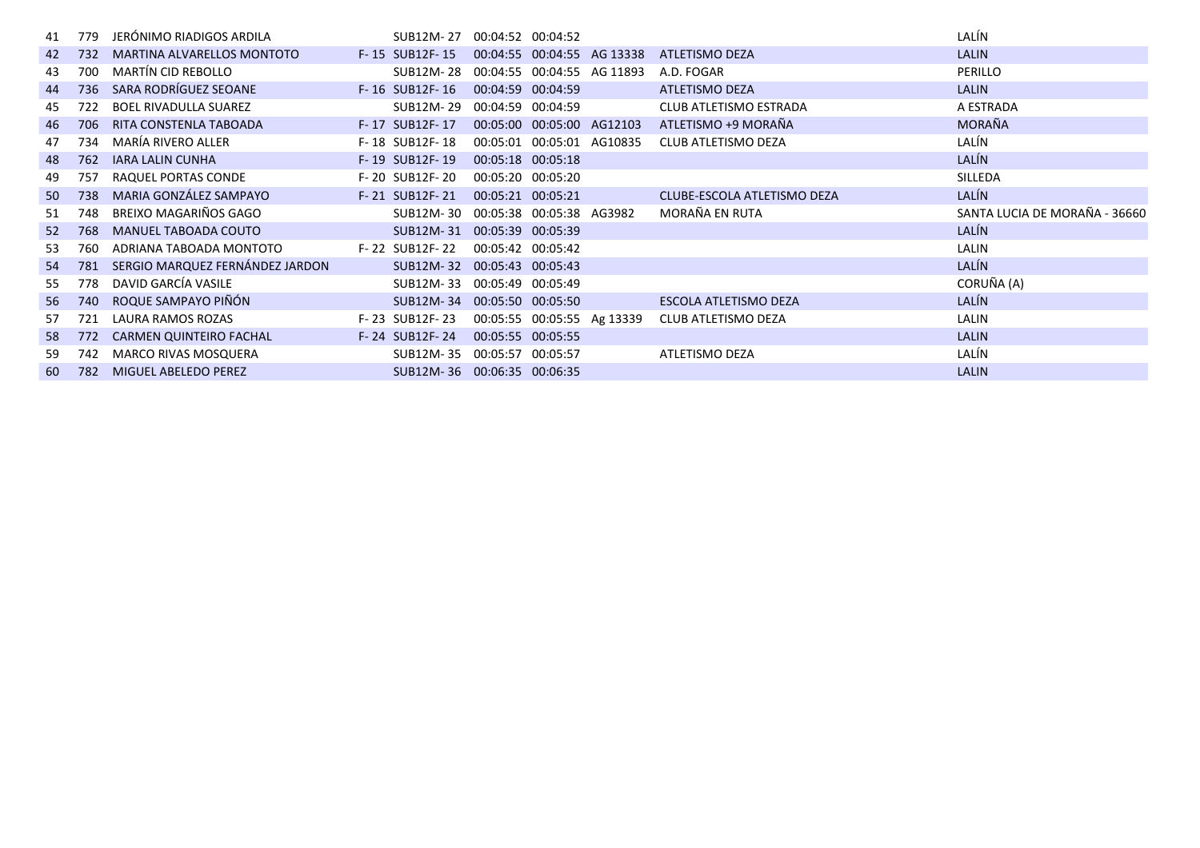| | | | | | | | | | |
|---|---|---|---|---|---|---|---|---|---|
| 41 | 779 | JERÓNIMO RIADIGOS ARDILA | | SUB12M- 27 | 00:04:52 | 00:04:52 | | | LALÍN |
| 42 | 732 | MARTINA ALVARELLOS MONTOTO | F- 15 | SUB12F- 15 | 00:04:55 | 00:04:55 | AG 13338 | ATLETISMO DEZA | LALIN |
| 43 | 700 | MARTÍN CID REBOLLO | | SUB12M- 28 | 00:04:55 | 00:04:55 | AG 11893 | A.D. FOGAR | PERILLO |
| 44 | 736 | SARA RODRÍGUEZ SEOANE | F- 16 | SUB12F- 16 | 00:04:59 | 00:04:59 | | ATLETISMO DEZA | LALIN |
| 45 | 722 | BOEL RIVADULLA SUAREZ | | SUB12M- 29 | 00:04:59 | 00:04:59 | | CLUB ATLETISMO ESTRADA | A ESTRADA |
| 46 | 706 | RITA CONSTENLA TABOADA | F- 17 | SUB12F- 17 | 00:05:00 | 00:05:00 | AG12103 | ATLETISMO +9 MORAÑA | MORAÑA |
| 47 | 734 | MARÍA RIVERO ALLER | F- 18 | SUB12F- 18 | 00:05:01 | 00:05:01 | AG10835 | CLUB ATLETISMO DEZA | LALÍN |
| 48 | 762 | IARA LALIN CUNHA | F- 19 | SUB12F- 19 | 00:05:18 | 00:05:18 | | | LALÍN |
| 49 | 757 | RAQUEL PORTAS CONDE | F- 20 | SUB12F- 20 | 00:05:20 | 00:05:20 | | | SILLEDA |
| 50 | 738 | MARIA GONZÁLEZ SAMPAYO | F- 21 | SUB12F- 21 | 00:05:21 | 00:05:21 | | CLUBE-ESCOLA ATLETISMO DEZA | LALÍN |
| 51 | 748 | BREIXO MAGARIÑOS GAGO | | SUB12M- 30 | 00:05:38 | 00:05:38 | AG3982 | MORAÑA EN RUTA | SANTA LUCIA DE MORAÑA - 36660 |
| 52 | 768 | MANUEL TABOADA COUTO | | SUB12M- 31 | 00:05:39 | 00:05:39 | | | LALÍN |
| 53 | 760 | ADRIANA TABOADA MONTOTO | F- 22 | SUB12F- 22 | 00:05:42 | 00:05:42 | | | LALIN |
| 54 | 781 | SERGIO MARQUEZ FERNÁNDEZ JARDON | | SUB12M- 32 | 00:05:43 | 00:05:43 | | | LALÍN |
| 55 | 778 | DAVID GARCÍA VASILE | | SUB12M- 33 | 00:05:49 | 00:05:49 | | | CORUÑA (A) |
| 56 | 740 | ROQUE SAMPAYO PIÑÓN | | SUB12M- 34 | 00:05:50 | 00:05:50 | | ESCOLA ATLETISMO DEZA | LALÍN |
| 57 | 721 | LAURA RAMOS ROZAS | F- 23 | SUB12F- 23 | 00:05:55 | 00:05:55 | Ag 13339 | CLUB ATLETISMO DEZA | LALIN |
| 58 | 772 | CARMEN QUINTEIRO FACHAL | F- 24 | SUB12F- 24 | 00:05:55 | 00:05:55 | | | LALIN |
| 59 | 742 | MARCO RIVAS MOSQUERA | | SUB12M- 35 | 00:05:57 | 00:05:57 | | ATLETISMO DEZA | LALÍN |
| 60 | 782 | MIGUEL ABELEDO PEREZ | | SUB12M- 36 | 00:06:35 | 00:06:35 | | | LALIN |